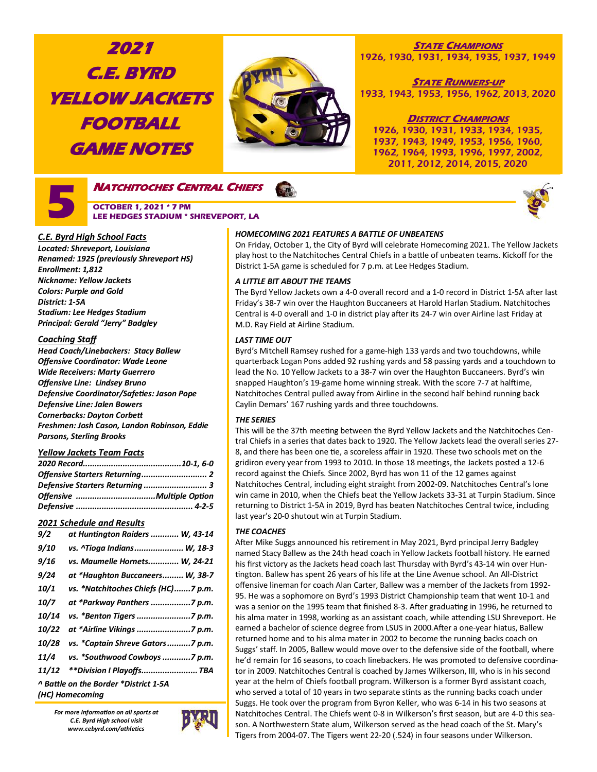# 2021 C.E. BYRD YELLOW JACKETS FOOTBALL GAME NOTES

**STATE CHAMPIONS**
1926, 1930, 1931, 1934, 1935, 1937, 1949

**STATE RUNNERS-UP**
1933, 1943, 1953, 1956, 1962, 2013, 2020

**DISTRICT CHAMPIONS**
1926, 1930, 1931, 1933, 1934, 1935, 1937, 1943, 1949, 1953, 1956, 1960, 1962, 1964, 1993, 1996, 1997, 2002, 2011, 2012, 2014, 2015, 2020

## 5 NATCHITOCHES CENTRAL CHIEFS

**OCTOBER 1, 2021 * 7 PM**
**LEE HEDGES STADIUM * SHREVEPORT, LA**

### C.E. Byrd High School Facts

*Located: Shreveport, Louisiana*
*Renamed: 1925 (previously Shreveport HS)*
*Enrollment: 1,812*
*Nickname: Yellow Jackets*
*Colors: Purple and Gold*
*District: 1-5A*
*Stadium: Lee Hedges Stadium*
*Principal: Gerald "Jerry" Badgley*

### Coaching Staff

*Head Coach/Linebackers: Stacy Ballew*
*Offensive Coordinator: Wade Leone*
*Wide Receivers: Marty Guerrero*
*Offensive Line: Lindsey Bruno*
*Defensive Coordinator/Safeties: Jason Pope*
*Defensive Line: Jalen Bowers*
*Cornerbacks: Dayton Corbett*
*Freshmen: Josh Cason, Landon Robinson, Eddie Parsons, Sterling Brooks*

### Yellow Jackets Team Facts

| | |
|---|---|
| 2020 Record | 10-1, 6-0 |
| Offensive Starters Returning | 2 |
| Defensive Starters Returning | 3 |
| Offensive | Multiple Option |
| Defensive | 4-2-5 |

### 2021 Schedule and Results

| Date | Opponent | Result |
|---|---|---|
| 9/2 | at Huntington Raiders | W, 43-14 |
| 9/10 | vs. ^Tioga Indians | W, 18-3 |
| 9/16 | vs. Maumelle Hornets | W, 24-21 |
| 9/24 | at *Haughton Buccaneers | W, 38-7 |
| 10/1 | vs. *Natchitoches Chiefs (HC) | 7 p.m. |
| 10/7 | at *Parkway Panthers | 7 p.m. |
| 10/14 | vs. *Benton Tigers | 7 p.m. |
| 10/22 | at *Airline Vikings | 7 p.m. |
| 10/28 | vs. *Captain Shreve Gators | 7 p.m. |
| 11/4 | vs. *Southwood Cowboys | 7 p.m. |
| 11/12 | **Division I Playoffs | TBA |

*^ Battle on the Border *District 1-5A*
*(HC) Homecoming*

*For more information on all sports at C.E. Byrd High school visit www.cebyrd.com/athletics*

### HOMECOMING 2021 FEATURES A BATTLE OF UNBEATENS

On Friday, October 1, the City of Byrd will celebrate Homecoming 2021. The Yellow Jackets play host to the Natchitoches Central Chiefs in a battle of unbeaten teams. Kickoff for the District 1-5A game is scheduled for 7 p.m. at Lee Hedges Stadium.

### A LITTLE BIT ABOUT THE TEAMS

The Byrd Yellow Jackets own a 4-0 overall record and a 1-0 record in District 1-5A after last Friday's 38-7 win over the Haughton Buccaneers at Harold Harlan Stadium. Natchitoches Central is 4-0 overall and 1-0 in district play after its 24-7 win over Airline last Friday at M.D. Ray Field at Airline Stadium.

### LAST TIME OUT

Byrd's Mitchell Ramsey rushed for a game-high 133 yards and two touchdowns, while quarterback Logan Pons added 92 rushing yards and 58 passing yards and a touchdown to lead the No. 10 Yellow Jackets to a 38-7 win over the Haughton Buccaneers. Byrd's win snapped Haughton's 19-game home winning streak. With the score 7-7 at halftime, Natchitoches Central pulled away from Airline in the second half behind running back Caylin Demars' 167 rushing yards and three touchdowns.

### THE SERIES

This will be the 37th meeting between the Byrd Yellow Jackets and the Natchitoches Central Chiefs in a series that dates back to 1920. The Yellow Jackets lead the overall series 27-8, and there has been one tie, a scoreless affair in 1920. These two schools met on the gridiron every year from 1993 to 2010. In those 18 meetings, the Jackets posted a 12-6 record against the Chiefs. Since 2002, Byrd has won 11 of the 12 games against Natchitoches Central, including eight straight from 2002-09. Natchitoches Central's lone win came in 2010, when the Chiefs beat the Yellow Jackets 33-31 at Turpin Stadium. Since returning to District 1-5A in 2019, Byrd has beaten Natchitoches Central twice, including last year's 20-0 shutout win at Turpin Stadium.

### THE COACHES

After Mike Suggs announced his retirement in May 2021, Byrd principal Jerry Badgley named Stacy Ballew as the 24th head coach in Yellow Jackets football history. He earned his first victory as the Jackets head coach last Thursday with Byrd's 43-14 win over Huntington. Ballew has spent 26 years of his life at the Line Avenue school. An All-District offensive lineman for coach Alan Carter, Ballew was a member of the Jackets from 1992-95. He was a sophomore on Byrd's 1993 District Championship team that went 10-1 and was a senior on the 1995 team that finished 8-3. After graduating in 1996, he returned to his alma mater in 1998, working as an assistant coach, while attending LSU Shreveport. He earned a bachelor of science degree from LSUS in 2000.After a one-year hiatus, Ballew returned home and to his alma mater in 2002 to become the running backs coach on Suggs' staff. In 2005, Ballew would move over to the defensive side of the football, where he'd remain for 16 seasons, to coach linebackers. He was promoted to defensive coordinator in 2009. Natchitoches Central is coached by James Wilkerson, III, who is in his second year at the helm of Chiefs football program. Wilkerson is a former Byrd assistant coach, who served a total of 10 years in two separate stints as the running backs coach under Suggs. He took over the program from Byron Keller, who was 6-14 in his two seasons at Natchitoches Central. The Chiefs went 0-8 in Wilkerson's first season, but are 4-0 this season. A Northwestern State alum, Wilkerson served as the head coach of the St. Mary's Tigers from 2004-07. The Tigers went 22-20 (.524) in four seasons under Wilkerson.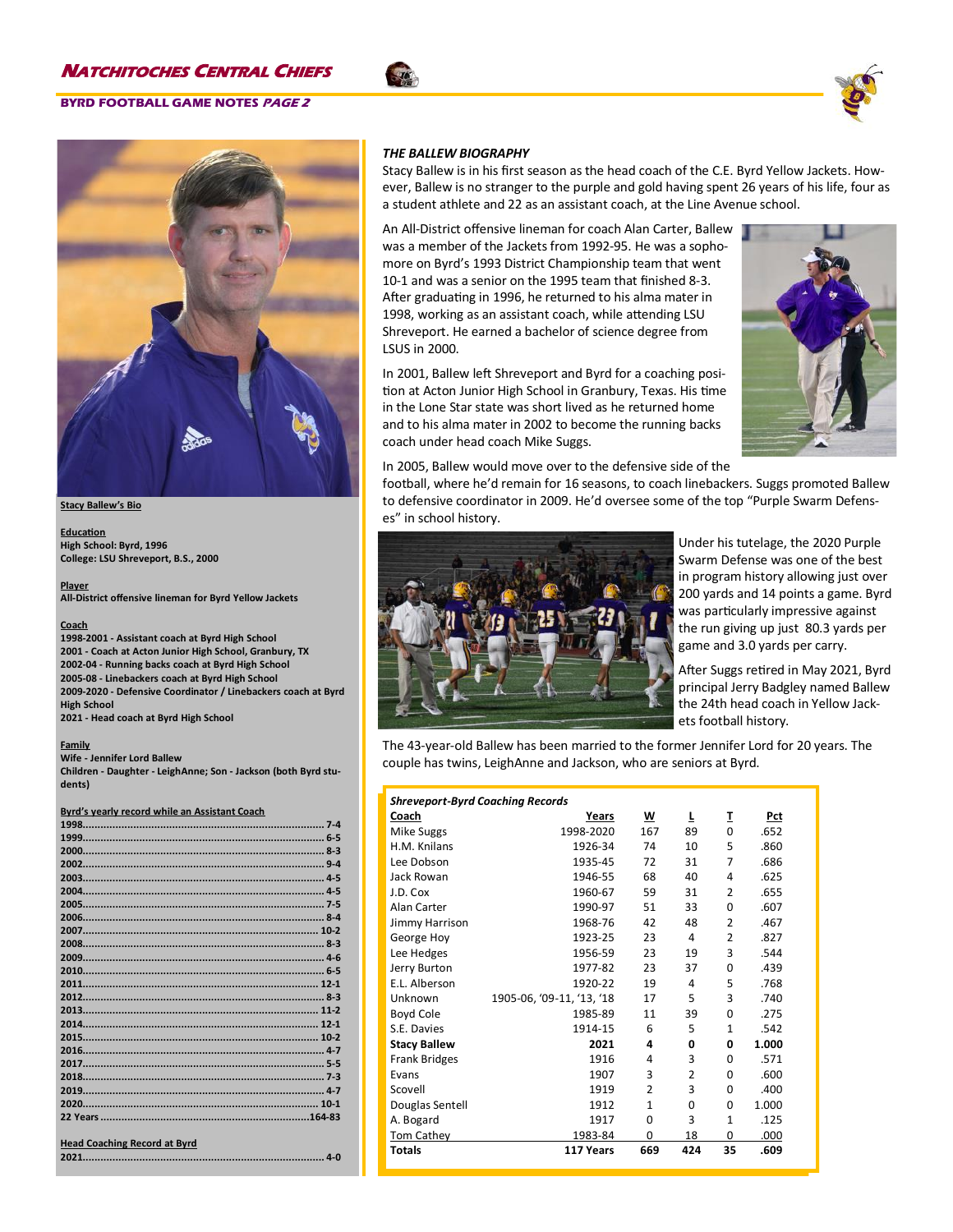## THE BALLEW BIOGRAPHY

Stacy Ballew is in his first season as the head coach of the C.E. Byrd Yellow Jackets. However, Ballew is no stranger to the purple and gold having spent 26 years of his life, four as a student athlete and 22 as an assistant coach, at the Line Avenue school.

An All-District offensive lineman for coach Alan Carter, Ballew was a member of the Jackets from 1992-95. He was a sophomore on Byrd's 1993 District Championship team that went 10-1 and was a senior on the 1995 team that finished 8-3. After graduating in 1996, he returned to his alma mater in 1998, working as an assistant coach, while attending LSU Shreveport. He earned a bachelor of science degree from LSUS in 2000.

In 2001, Ballew left Shreveport and Byrd for a coaching position at Acton Junior High School in Granbury, Texas. His time in the Lone Star state was short lived as he returned home and to his alma mater in 2002 to become the running backs coach under head coach Mike Suggs.

In 2005, Ballew would move over to the defensive side of the football, where he'd remain for 16 seasons, to coach linebackers. Suggs promoted Ballew to defensive coordinator in 2009. He'd oversee some of the top "Purple Swarm Defenses" in school history.

Under his tutelage, the 2020 Purple Swarm Defense was one of the best in program history allowing just over 200 yards and 14 points a game. Byrd was particularly impressive against the run giving up just 80.3 yards per game and 3.0 yards per carry.

After Suggs retired in May 2021, Byrd principal Jerry Badgley named Ballew the 24th head coach in Yellow Jackets football history.

The 43-year-old Ballew has been married to the former Jennifer Lord for 20 years. The couple has twins, LeighAnne and Jackson, who are seniors at Byrd.

### Stacy Ballew's Bio

**Education**
High School: Byrd, 1996
College: LSU Shreveport, B.S., 2000

**Player**
All-District offensive lineman for Byrd Yellow Jackets

**Coach**
1998-2001 - Assistant coach at Byrd High School
2001 - Coach at Acton Junior High School, Granbury, TX
2002-04 - Running backs coach at Byrd High School
2005-08 - Linebackers coach at Byrd High School
2009-2020 - Defensive Coordinator / Linebackers coach at Byrd High School
2021 - Head coach at Byrd High School

**Family**
Wife - Jennifer Lord Ballew
Children - Daughter - LeighAnne; Son - Jackson (both Byrd students)

**Byrd's yearly record while an Assistant Coach**

| Year | Record |
|---|---|
| 1998 | 7-4 |
| 1999 | 6-5 |
| 2000 | 8-3 |
| 2002 | 9-4 |
| 2003 | 4-5 |
| 2004 | 4-5 |
| 2005 | 7-5 |
| 2006 | 8-4 |
| 2007 | 10-2 |
| 2008 | 8-3 |
| 2009 | 4-6 |
| 2010 | 6-5 |
| 2011 | 12-1 |
| 2012 | 8-3 |
| 2013 | 11-2 |
| 2014 | 12-1 |
| 2015 | 10-2 |
| 2016 | 4-7 |
| 2017 | 5-5 |
| 2018 | 7-3 |
| 2019 | 4-7 |
| 2020 | 10-1 |
| 22 Years | 164-83 |

**Head Coaching Record at Byrd**

| Year | Record |
|---|---|
| 2021 | 4-0 |

### Shreveport-Byrd Coaching Records

| Coach | Years | W | L | T | Pct |
|---|---|---|---|---|---|
| Mike Suggs | 1998-2020 | 167 | 89 | 0 | .652 |
| H.M. Knilans | 1926-34 | 74 | 10 | 5 | .860 |
| Lee Dobson | 1935-45 | 72 | 31 | 7 | .686 |
| Jack Rowan | 1946-55 | 68 | 40 | 4 | .625 |
| J.D. Cox | 1960-67 | 59 | 31 | 2 | .655 |
| Alan Carter | 1990-97 | 51 | 33 | 0 | .607 |
| Jimmy Harrison | 1968-76 | 42 | 48 | 2 | .467 |
| George Hoy | 1923-25 | 23 | 4 | 2 | .827 |
| Lee Hedges | 1956-59 | 23 | 19 | 3 | .544 |
| Jerry Burton | 1977-82 | 23 | 37 | 0 | .439 |
| E.L. Alberson | 1920-22 | 19 | 4 | 5 | .768 |
| Unknown | 1905-06, '09-11, '13, '18 | 17 | 5 | 3 | .740 |
| Boyd Cole | 1985-89 | 11 | 39 | 0 | .275 |
| S.E. Davies | 1914-15 | 6 | 5 | 1 | .542 |
| **Stacy Ballew** | **2021** | **4** | **0** | **0** | **1.000** |
| Frank Bridges | 1916 | 4 | 3 | 0 | .571 |
| Evans | 1907 | 3 | 2 | 0 | .600 |
| Scovell | 1919 | 2 | 3 | 0 | .400 |
| Douglas Sentell | 1912 | 1 | 0 | 0 | 1.000 |
| A. Bogard | 1917 | 0 | 3 | 1 | .125 |
| Tom Cathey | 1983-84 | 0 | 18 | 0 | .000 |
| **Totals** | **117 Years** | **669** | **424** | **35** | **.609** |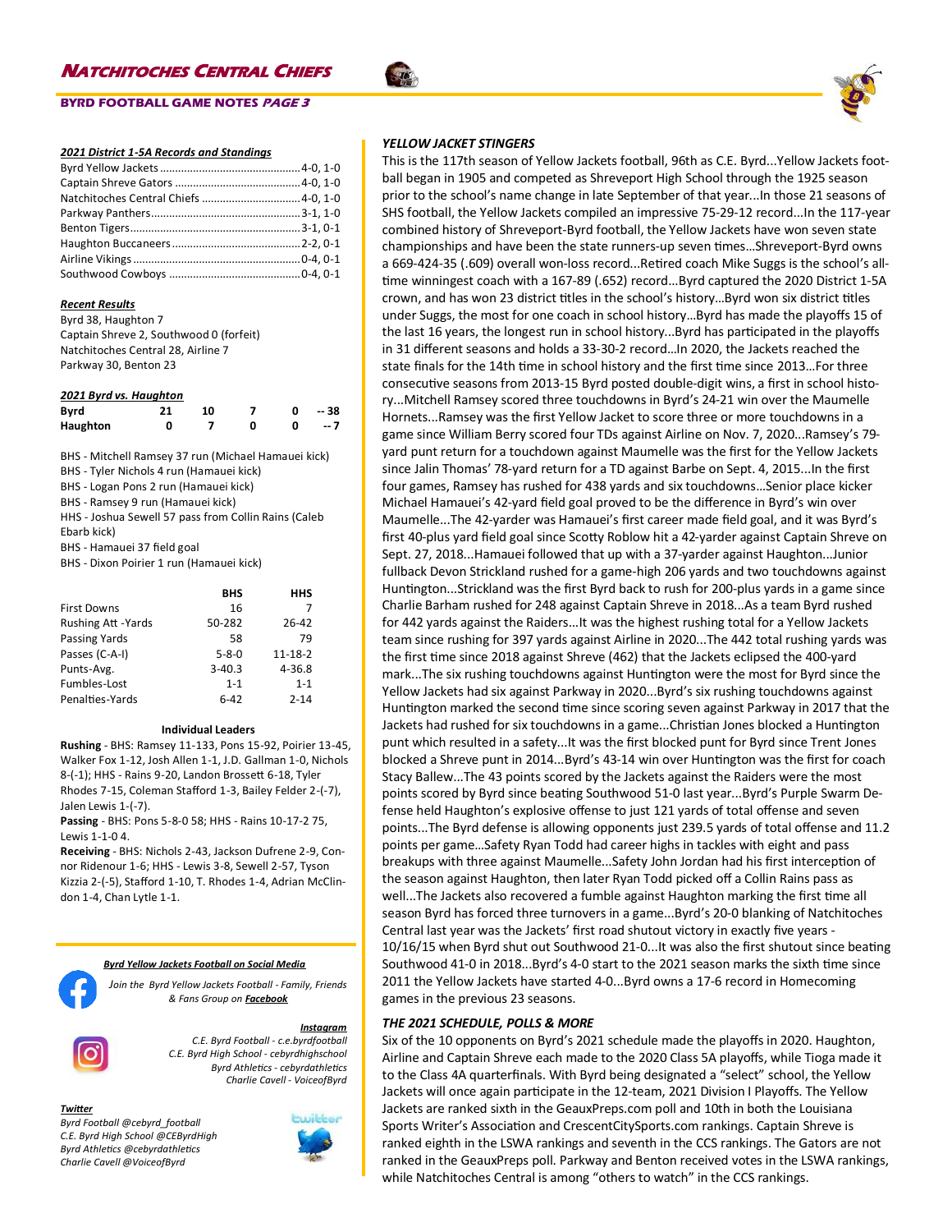## 2021 District 1-5A Records and Standings

| Team | Record |
|---|---|
| Byrd Yellow Jackets | 4-0, 1-0 |
| Captain Shreve Gators | 4-0, 1-0 |
| Natchitoches Central Chiefs | 4-0, 1-0 |
| Parkway Panthers | 3-1, 1-0 |
| Benton Tigers | 3-1, 0-1 |
| Haughton Buccaneers | 2-2, 0-1 |
| Airline Vikings | 0-4, 0-1 |
| Southwood Cowboys | 0-4, 0-1 |

## Recent Results

Byrd 38, Haughton 7
Captain Shreve 2, Southwood 0 (forfeit)
Natchitoches Central 28, Airline 7
Parkway 30, Benton 23

## 2021 Byrd vs. Haughton

| | 1 | 2 | 3 | 4 | Final |
|---|---|---|---|---|---|
| **Byrd** | **21** | **10** | **7** | **0** | **-- 38** |
| **Haughton** | **0** | **7** | **0** | **0** | **-- 7** |

BHS - Mitchell Ramsey 37 run (Michael Hamauei kick)
BHS - Tyler Nichols 4 run (Hamauei kick)
BHS - Logan Pons 2 run (Hamauei kick)
BHS - Ramsey 9 run (Hamauei kick)
HHS - Joshua Sewell 57 pass from Collin Rains (Caleb Ebarb kick)
BHS - Hamauei 37 field goal
BHS - Dixon Poirier 1 run (Hamauei kick)

| | BHS | HHS |
|---|---|---|
| First Downs | 16 | 7 |
| Rushing Att -Yards | 50-282 | 26-42 |
| Passing Yards | 58 | 79 |
| Passes (C-A-I) | 5-8-0 | 11-18-2 |
| Punts-Avg. | 3-40.3 | 4-36.8 |
| Fumbles-Lost | 1-1 | 1-1 |
| Penalties-Yards | 6-42 | 2-14 |

**Individual Leaders**

**Rushing** - BHS: Ramsey 11-133, Pons 15-92, Poirier 13-45, Walker Fox 1-12, Josh Allen 1-1, J.D. Gallman 1-0, Nichols 8-(-1); HHS - Rains 9-20, Landon Brossett 6-18, Tyler Rhodes 7-15, Coleman Stafford 1-3, Bailey Felder 2-(-7), Jalen Lewis 1-(-7).

**Passing** - BHS: Pons 5-8-0 58; HHS - Rains 10-17-2 75, Lewis 1-1-0 4.

**Receiving** - BHS: Nichols 2-43, Jackson Dufrene 2-9, Connor Ridenour 1-6; HHS - Lewis 3-8, Sewell 2-57, Tyson Kizzia 2-(-5), Stafford 1-10, T. Rhodes 1-4, Adrian McClindon 1-4, Chan Lytle 1-1.

### Byrd Yellow Jackets Football on Social Media

Join the Byrd Yellow Jackets Football - Family, Friends & Fans Group on **Facebook**

**Instagram**
C.E. Byrd Football - c.e.byrdfootball
C.E. Byrd High School - cebyrdhighschool
Byrd Athletics - cebyrdathletics
Charlie Cavell - VoiceofByrd

**Twitter**
Byrd Football @cebyrd_football
C.E. Byrd High School @CEByrdHigh
Byrd Athletics @cebyrdathletics
Charlie Cavell @VoiceofByrd

## YELLOW JACKET STINGERS

This is the 117th season of Yellow Jackets football, 96th as C.E. Byrd...Yellow Jackets football began in 1905 and competed as Shreveport High School through the 1925 season prior to the school's name change in late September of that year...In those 21 seasons of SHS football, the Yellow Jackets compiled an impressive 75-29-12 record...In the 117-year combined history of Shreveport-Byrd football, the Yellow Jackets have won seven state championships and have been the state runners-up seven times…Shreveport-Byrd owns a 669-424-35 (.609) overall won-loss record...Retired coach Mike Suggs is the school's all-time winningest coach with a 167-89 (.652) record…Byrd captured the 2020 District 1-5A crown, and has won 23 district titles in the school's history...Byrd won six district titles under Suggs, the most for one coach in school history…Byrd has made the playoffs 15 of the last 16 years, the longest run in school history...Byrd has participated in the playoffs in 31 different seasons and holds a 33-30-2 record...In 2020, the Jackets reached the state finals for the 14th time in school history and the first time since 2013...For three consecutive seasons from 2013-15 Byrd posted double-digit wins, a first in school history...Mitchell Ramsey scored three touchdowns in Byrd's 24-21 win over the Maumelle Hornets...Ramsey was the first Yellow Jacket to score three or more touchdowns in a game since William Berry scored four TDs against Airline on Nov. 7, 2020...Ramsey's 79-yard punt return for a touchdown against Maumelle was the first for the Yellow Jackets since Jalin Thomas' 78-yard return for a TD against Barbe on Sept. 4, 2015...In the first four games, Ramsey has rushed for 438 yards and six touchdowns…Senior place kicker Michael Hamauei's 42-yard field goal proved to be the difference in Byrd's win over Maumelle...The 42-yarder was Hamauei's first career made field goal, and it was Byrd's first 40-plus yard field goal since Scotty Roblow hit a 42-yarder against Captain Shreve on Sept. 27, 2018...Hamauei followed that up with a 37-yarder against Haughton...Junior fullback Devon Strickland rushed for a game-high 206 yards and two touchdowns against Huntington...Strickland was the first Byrd back to rush for 200-plus yards in a game since Charlie Barham rushed for 248 against Captain Shreve in 2018...As a team Byrd rushed for 442 yards against the Raiders...It was the highest rushing total for a Yellow Jackets team since rushing for 397 yards against Airline in 2020...The 442 total rushing yards was the first time since 2018 against Shreve (462) that the Jackets eclipsed the 400-yard mark...The six rushing touchdowns against Huntington were the most for Byrd since the Yellow Jackets had six against Parkway in 2020...Byrd's six rushing touchdowns against Huntington marked the second time since scoring seven against Parkway in 2017 that the Jackets had rushed for six touchdowns in a game...Christian Jones blocked a Huntington punt which resulted in a safety...It was the first blocked punt for Byrd since Trent Jones blocked a Shreve punt in 2014...Byrd's 43-14 win over Huntington was the first for coach Stacy Ballew...The 43 points scored by the Jackets against the Raiders were the most points scored by Byrd since beating Southwood 51-0 last year...Byrd's Purple Swarm Defense held Haughton's explosive offense to just 121 yards of total offense and seven points...The Byrd defense is allowing opponents just 239.5 yards of total offense and 11.2 points per game…Safety Ryan Todd had career highs in tackles with eight and pass breakups with three against Maumelle...Safety John Jordan had his first interception of the season against Haughton, then later Ryan Todd picked off a Collin Rains pass as well...The Jackets also recovered a fumble against Haughton marking the first time all season Byrd has forced three turnovers in a game...Byrd's 20-0 blanking of Natchitoches Central last year was the Jackets' first road shutout victory in exactly five years - 10/16/15 when Byrd shut out Southwood 21-0...It was also the first shutout since beating Southwood 41-0 in 2018...Byrd's 4-0 start to the 2021 season marks the sixth time since 2011 the Yellow Jackets have started 4-0...Byrd owns a 17-6 record in Homecoming games in the previous 23 seasons.

## THE 2021 SCHEDULE, POLLS & MORE

Six of the 10 opponents on Byrd's 2021 schedule made the playoffs in 2020. Haughton, Airline and Captain Shreve each made to the 2020 Class 5A playoffs, while Tioga made it to the Class 4A quarterfinals. With Byrd being designated a "select" school, the Yellow Jackets will once again participate in the 12-team, 2021 Division I Playoffs. The Yellow Jackets are ranked sixth in the GeauxPreps.com poll and 10th in both the Louisiana Sports Writer's Association and CrescentCitySports.com rankings. Captain Shreve is ranked eighth in the LSWA rankings and seventh in the CCS rankings. The Gators are not ranked in the GeauxPreps poll. Parkway and Benton received votes in the LSWA rankings, while Natchitoches Central is among "others to watch" in the CCS rankings.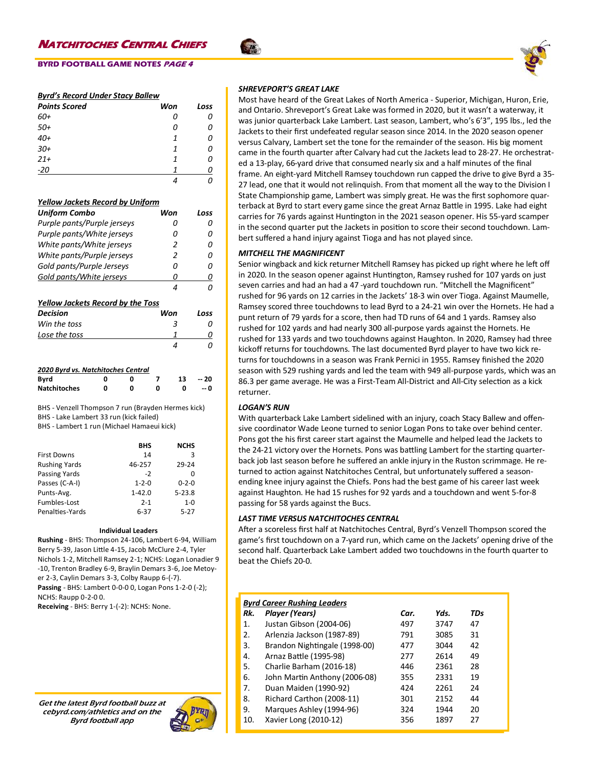## Byrd's Record Under Stacy Ballew

| Points Scored | Won | Loss |
|---|---|---|
| 60+ | 0 | 0 |
| 50+ | 0 | 0 |
| 40+ | 1 | 0 |
| 30+ | 1 | 0 |
| 21+ | 1 | 0 |
| -20 | 1 | 0 |
| | 4 | 0 |

## Yellow Jackets Record by Uniform

| Uniform Combo | Won | Loss |
|---|---|---|
| Purple pants/Purple jerseys | 0 | 0 |
| Purple pants/White jerseys | 0 | 0 |
| White pants/White jerseys | 2 | 0 |
| White pants/Purple jerseys | 2 | 0 |
| Gold pants/Purple Jerseys | 0 | 0 |
| Gold pants/White jerseys | 0 | 0 |
| | 4 | 0 |

## Yellow Jackets Record by the Toss

| Decision | Won | Loss |
|---|---|---|
| Win the toss | 3 | 0 |
| Lose the toss | 1 | 0 |
| | 4 | 0 |

## 2020 Byrd vs. Natchitoches Central

| | | | | | |
|---|---|---|---|---|---|
| **Byrd** | 0 | 0 | 7 | 13 | -- 20 |
| **Natchitoches** | 0 | 0 | 0 | 0 | -- 0 |

BHS - Venzell Thompson 7 run (Brayden Hermes kick)
BHS - Lake Lambert 33 run (kick failed)
BHS - Lambert 1 run (Michael Hamaeui kick)

| | BHS | NCHS |
|---|---|---|
| First Downs | 14 | 3 |
| Rushing Yards | 46-257 | 29-24 |
| Passing Yards | -2 | 0 |
| Passes (C-A-I) | 1-2-0 | 0-2-0 |
| Punts-Avg. | 1-42.0 | 5-23.8 |
| Fumbles-Lost | 2-1 | 1-0 |
| Penalties-Yards | 6-37 | 5-27 |

**Individual Leaders**

**Rushing** - BHS: Thompson 24-106, Lambert 6-94, William Berry 5-39, Jason Little 4-15, Jacob McClure 2-4, Tyler Nichols 1-2, Mitchell Ramsey 2-1; NCHS: Logan Lonadier 9 -10, Trenton Bradley 6-9, Braylin Demars 3-6, Joe Metoyer 2-3, Caylin Demars 3-3, Colby Raupp 6-(-7).
**Passing** - BHS: Lambert 0-0-0 0, Logan Pons 1-2-0 (-2); NCHS: Raupp 0-2-0 0.
**Receiving** - BHS: Berry 1-(-2): NCHS: None.

*Get the latest Byrd football buzz at cebyrd.com/athletics and on the Byrd football app*

### SHREVEPORT'S GREAT LAKE

Most have heard of the Great Lakes of North America - Superior, Michigan, Huron, Erie, and Ontario. Shreveport's Great Lake was formed in 2020, but it wasn't a waterway, it was junior quarterback Lake Lambert. Last season, Lambert, who's 6'3", 195 lbs., led the Jackets to their first undefeated regular season since 2014. In the 2020 season opener versus Calvary, Lambert set the tone for the remainder of the season. His big moment came in the fourth quarter after Calvary had cut the Jackets lead to 28-27. He orchestrated a 13-play, 66-yard drive that consumed nearly six and a half minutes of the final frame. An eight-yard Mitchell Ramsey touchdown run capped the drive to give Byrd a 35-27 lead, one that it would not relinquish. From that moment all the way to the Division I State Championship game, Lambert was simply great. He was the first sophomore quarterback at Byrd to start every game since the great Arnaz Battle in 1995. Lake had eight carries for 76 yards against Huntington in the 2021 season opener. His 55-yard scamper in the second quarter put the Jackets in position to score their second touchdown. Lambert suffered a hand injury against Tioga and has not played since.

### MITCHELL THE MAGNIFICENT

Senior wingback and kick returner Mitchell Ramsey has picked up right where he left off in 2020. In the season opener against Huntington, Ramsey rushed for 107 yards on just seven carries and had an had a 47 -yard touchdown run. "Mitchell the Magnificent" rushed for 96 yards on 12 carries in the Jackets' 18-3 win over Tioga. Against Maumelle, Ramsey scored three touchdowns to lead Byrd to a 24-21 win over the Hornets. He had a punt return of 79 yards for a score, then had TD runs of 64 and 1 yards. Ramsey also rushed for 102 yards and had nearly 300 all-purpose yards against the Hornets. He rushed for 133 yards and two touchdowns against Haughton. In 2020, Ramsey had three kickoff returns for touchdowns. The last documented Byrd player to have two kick returns for touchdowns in a season was Frank Pernici in 1955. Ramsey finished the 2020 season with 529 rushing yards and led the team with 949 all-purpose yards, which was an 86.3 per game average. He was a First-Team All-District and All-City selection as a kick returner.

### LOGAN'S RUN

With quarterback Lake Lambert sidelined with an injury, coach Stacy Ballew and offensive coordinator Wade Leone turned to senior Logan Pons to take over behind center. Pons got the his first career start against the Maumelle and helped lead the Jackets to the 24-21 victory over the Hornets. Pons was battling Lambert for the starting quarterback job last season before he suffered an ankle injury in the Ruston scrimmage. He returned to action against Natchitoches Central, but unfortunately suffered a season-ending knee injury against the Chiefs. Pons had the best game of his career last week against Haughton. He had 15 rushes for 92 yards and a touchdown and went 5-for-8 passing for 58 yards against the Bucs.

### LAST TIME VERSUS NATCHITOCHES CENTRAL

After a scoreless first half at Natchitoches Central, Byrd's Venzell Thompson scored the game's first touchdown on a 7-yard run, which came on the Jackets' opening drive of the second half. Quarterback Lake Lambert added two touchdowns in the fourth quarter to beat the Chiefs 20-0.

## Byrd Career Rushing Leaders

| Rk. | Player (Years) | Car. | Yds. | TDs |
|---|---|---|---|---|
| 1. | Justan Gibson (2004-06) | 497 | 3747 | 47 |
| 2. | Arlenzia Jackson (1987-89) | 791 | 3085 | 31 |
| 3. | Brandon Nightingale (1998-00) | 477 | 3044 | 42 |
| 4. | Arnaz Battle (1995-98) | 277 | 2614 | 49 |
| 5. | Charlie Barham (2016-18) | 446 | 2361 | 28 |
| 6. | John Martin Anthony (2006-08) | 355 | 2331 | 19 |
| 7. | Duan Maiden (1990-92) | 424 | 2261 | 24 |
| 8. | Richard Carthon (2008-11) | 301 | 2152 | 44 |
| 9. | Marques Ashley (1994-96) | 324 | 1944 | 20 |
| 10. | Xavier Long (2010-12) | 356 | 1897 | 27 |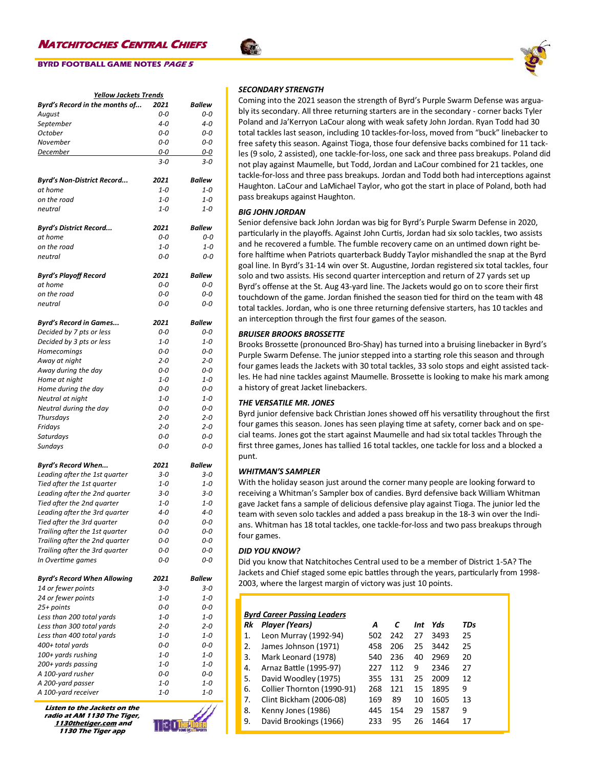## Yellow Jackets Trends

| Byrd's Record in the months of... | 2021 | Ballew |
|---|---|---|
| August | 0-0 | 0-0 |
| September | 4-0 | 4-0 |
| October | 0-0 | 0-0 |
| November | 0-0 | 0-0 |
| December | 0-0 | 0-0 |
| | 3-0 | 3-0 |

| Byrd's Non-District Record... | 2021 | Ballew |
|---|---|---|
| at home | 1-0 | 1-0 |
| on the road | 1-0 | 1-0 |
| neutral | 1-0 | 1-0 |

| Byrd's District Record... | 2021 | Ballew |
|---|---|---|
| at home | 0-0 | 0-0 |
| on the road | 1-0 | 1-0 |
| neutral | 0-0 | 0-0 |

| Byrd's Playoff Record | 2021 | Ballew |
|---|---|---|
| at home | 0-0 | 0-0 |
| on the road | 0-0 | 0-0 |
| neutral | 0-0 | 0-0 |

| Byrd's Record in Games... | 2021 | Ballew |
|---|---|---|
| Decided by 7 pts or less | 0-0 | 0-0 |
| Decided by 3 pts or less | 1-0 | 1-0 |
| Homecomings | 0-0 | 0-0 |
| Away at night | 2-0 | 2-0 |
| Away during the day | 0-0 | 0-0 |
| Home at night | 1-0 | 1-0 |
| Home during the day | 0-0 | 0-0 |
| Neutral at night | 1-0 | 1-0 |
| Neutral during the day | 0-0 | 0-0 |
| Thursdays | 2-0 | 2-0 |
| Fridays | 2-0 | 2-0 |
| Saturdays | 0-0 | 0-0 |
| Sundays | 0-0 | 0-0 |

| Byrd's Record When... | 2021 | Ballew |
|---|---|---|
| Leading after the 1st quarter | 3-0 | 3-0 |
| Tied after the 1st quarter | 1-0 | 1-0 |
| Leading after the 2nd quarter | 3-0 | 3-0 |
| Tied after the 2nd quarter | 1-0 | 1-0 |
| Leading after the 3rd quarter | 4-0 | 4-0 |
| Tied after the 3rd quarter | 0-0 | 0-0 |
| Trailing after the 1st quarter | 0-0 | 0-0 |
| Trailing after the 2nd quarter | 0-0 | 0-0 |
| Trailing after the 3rd quarter | 0-0 | 0-0 |
| In Overtime games | 0-0 | 0-0 |

| Byrd's Record When Allowing | 2021 | Ballew |
|---|---|---|
| 14 or fewer points | 3-0 | 3-0 |
| 24 or fewer points | 1-0 | 1-0 |
| 25+ points | 0-0 | 0-0 |
| Less than 200 total yards | 1-0 | 1-0 |
| Less than 300 total yards | 2-0 | 2-0 |
| Less than 400 total yards | 1-0 | 1-0 |
| 400+ total yards | 0-0 | 0-0 |
| 100+ yards rushing | 1-0 | 1-0 |
| 200+ yards passing | 1-0 | 1-0 |
| A 100-yard rusher | 0-0 | 0-0 |
| A 200-yard passer | 1-0 | 1-0 |
| A 100-yard receiver | 1-0 | 1-0 |

*Listen to the Jackets on the radio at AM 1130 The Tiger, 1130thetiger.com and 1130 The Tiger app*

### SECONDARY STRENGTH

Coming into the 2021 season the strength of Byrd's Purple Swarm Defense was arguably its secondary. All three returning starters are in the secondary - corner backs Tyler Poland and Ja'Kerryon LaCour along with weak safety John Jordan. Ryan Todd had 30 total tackles last season, including 10 tackles-for-loss, moved from "buck" linebacker to free safety this season. Against Tioga, those four defensive backs combined for 11 tackles (9 solo, 2 assisted), one tackle-for-loss, one sack and three pass breakups. Poland did not play against Maumelle, but Todd, Jordan and LaCour combined for 21 tackles, one tackle-for-loss and three pass breakups. Jordan and Todd both had interceptions against Haughton. LaCour and LaMichael Taylor, who got the start in place of Poland, both had pass breakups against Haughton.

### BIG JOHN JORDAN

Senior defensive back John Jordan was big for Byrd's Purple Swarm Defense in 2020, particularly in the playoffs. Against John Curtis, Jordan had six solo tackles, two assists and he recovered a fumble. The fumble recovery came on an untimed down right before halftime when Patriots quarterback Buddy Taylor mishandled the snap at the Byrd goal line. In Byrd's 31-14 win over St. Augustine, Jordan registered six total tackles, four solo and two assists. His second quarter interception and return of 27 yards set up Byrd's offense at the St. Aug 43-yard line. The Jackets would go on to score their first touchdown of the game. Jordan finished the season tied for third on the team with 48 total tackles. Jordan, who is one three returning defensive starters, has 10 tackles and an interception through the first four games of the season.

### BRUISER BROOKS BROSSETTE

Brooks Brossette (pronounced Bro-Shay) has turned into a bruising linebacker in Byrd's Purple Swarm Defense. The junior stepped into a starting role this season and through four games leads the Jackets with 30 total tackles, 33 solo stops and eight assisted tackles. He had nine tackles against Maumelle. Brossette is looking to make his mark among a history of great Jacket linebackers.

### THE VERSATILE MR. JONES

Byrd junior defensive back Christian Jones showed off his versatility throughout the first four games this season. Jones has seen playing time at safety, corner back and on special teams. Jones got the start against Maumelle and had six total tackles Through the first three games, Jones has tallied 16 total tackles, one tackle for loss and a blocked a punt.

### WHITMAN'S SAMPLER

With the holiday season just around the corner many people are looking forward to receiving a Whitman's Sampler box of candies. Byrd defensive back William Whitman gave Jacket fans a sample of delicious defensive play against Tioga. The junior led the team with seven solo tackles and added a pass breakup in the 18-3 win over the Indians. Whitman has 18 total tackles, one tackle-for-loss and two pass breakups through four games.

### DID YOU KNOW?

Did you know that Natchitoches Central used to be a member of District 1-5A? The Jackets and Chief staged some epic battles through the years, particularly from 1998-2003, where the largest margin of victory was just 10 points.

### Byrd Career Passing Leaders

| Rk | Player (Years) | A | C | Int | Yds | TDs |
|---|---|---|---|---|---|---|
| 1. | Leon Murray (1992-94) | 502 | 242 | 27 | 3493 | 25 |
| 2. | James Johnson (1971) | 458 | 206 | 25 | 3442 | 25 |
| 3. | Mark Leonard (1978) | 540 | 236 | 40 | 2969 | 20 |
| 4. | Arnaz Battle (1995-97) | 227 | 112 | 9 | 2346 | 27 |
| 5. | David Woodley (1975) | 355 | 131 | 25 | 2009 | 12 |
| 6. | Collier Thornton (1990-91) | 268 | 121 | 15 | 1895 | 9 |
| 7. | Clint Bickham (2006-08) | 169 | 89 | 10 | 1605 | 13 |
| 8. | Kenny Jones (1986) | 445 | 154 | 29 | 1587 | 9 |
| 9. | David Brookings (1966) | 233 | 95 | 26 | 1464 | 17 |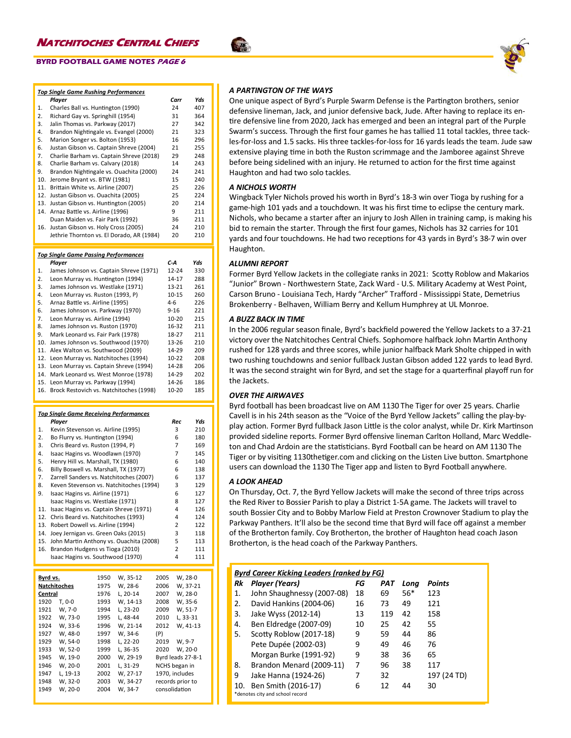## Top Single Game Rushing Performances

| | Player | Carr | Yds |
|---|---|---|---|
| 1. | Charles Ball vs. Huntington (1990) | 24 | 407 |
| 2. | Richard Gay vs. Springhill (1954) | 31 | 364 |
| 3. | Jalin Thomas vs. Parkway (2017) | 27 | 342 |
| 4. | Brandon Nightingale vs. Evangel (2000) | 21 | 323 |
| 5. | Marion Songer vs. Bolton (1953) | 16 | 296 |
| 6. | Justan Gibson vs. Captain Shreve (2004) | 21 | 255 |
| 7. | Charlie Barham vs. Captain Shreve (2018) | 29 | 248 |
| 8. | Charlie Barham vs. Calvary (2018) | 14 | 243 |
| 9. | Brandon Nightingale vs. Ouachita (2000) | 24 | 241 |
| 10. | Jerome Bryant vs. BTW (1981) | 15 | 240 |
| 11. | Brittain White vs. Airline (2007) | 25 | 226 |
| 12. | Justan Gibson vs. Ouachita (2005) | 25 | 224 |
| 13. | Justan Gibson vs. Huntington (2005) | 20 | 214 |
| 14. | Arnaz Battle vs. Airline (1996) | 9 | 211 |
| | Duan Maiden vs. Fair Park (1992) | 36 | 211 |
| 16. | Justan Gibson vs. Holy Cross (2005) | 24 | 210 |
| | Jethrie Thornton vs. El Dorado, AR (1984) | 20 | 210 |

## Top Single Game Passing Performances

| | Player | C-A | Yds |
|---|---|---|---|
| 1. | James Johnson vs. Captain Shreve (1971) | 12-24 | 330 |
| 2. | Leon Murray vs. Huntington (1994) | 14-17 | 288 |
| 3. | James Johnson vs. Westlake (1971) | 13-21 | 261 |
| 4. | Leon Murray vs. Ruston (1993, P) | 10-15 | 260 |
| 5. | Arnaz Battle vs. Airline (1995) | 4-6 | 226 |
| 6. | James Johnson vs. Parkway (1970) | 9-16 | 221 |
| 7. | Leon Murray vs. Airline (1994) | 10-20 | 215 |
| 8. | James Johnson vs. Ruston (1970) | 16-32 | 211 |
| 9. | Mark Leonard vs. Fair Park (1978) | 18-27 | 211 |
| 10. | James Johnson vs. Southwood (1970) | 13-26 | 210 |
| 11. | Alex Walton vs. Southwood (2009) | 14-29 | 209 |
| 12. | Leon Murray vs. Natchitoches (1994) | 10-22 | 208 |
| 13. | Leon Murray vs. Captain Shreve (1994) | 14-28 | 206 |
| 14. | Mark Leonard vs. West Monroe (1978) | 14-29 | 202 |
| 15. | Leon Murray vs. Parkway (1994) | 14-26 | 186 |
| 16. | Brock Restovich vs. Natchitoches (1998) | 10-20 | 185 |

## Top Single Game Receiving Performances

| | Player | Rec | Yds |
|---|---|---|---|
| 1. | Kevin Stevenson vs. Airline (1995) | 3 | 210 |
| 2. | Bo Flurry vs. Huntington (1994) | 6 | 180 |
| 3. | Chris Beard vs. Ruston (1993, P) | 7 | 169 |
| 4. | Isaac Hagins vs. Woodlawn (1970) | 7 | 145 |
| 5. | Henry Hill vs. Marshall, TX (1980) | 6 | 140 |
| 6. | Billy Boswell vs. Marshall, TX (1977) | 6 | 138 |
| 7. | Zarrell Sanders vs. Natchitoches (2007) | 6 | 137 |
| 8. | Keven Stevenson vs. Natchitoches (1994) | 3 | 129 |
| 9. | Isaac Hagins vs. Airline (1971) | 6 | 127 |
| | Isaac Hagins vs. Westlake (1971) | 8 | 127 |
| 11. | Isaac Hagins vs. Captain Shreve (1971) | 4 | 126 |
| 12. | Chris Beard vs. Natchitoches (1993) | 4 | 124 |
| 13. | Robert Dowell vs. Airline (1994) | 2 | 122 |
| 14. | Joey Jernigan vs. Green Oaks (2015) | 3 | 118 |
| 15. | John Martin Anthony vs. Ouachita (2008) | 5 | 113 |
| 16. | Brandon Hudgens vs Tioga (2010) | 2 | 111 |
| | Isaac Hagins vs. Southwood (1970) | 4 | 111 |

## Byrd vs. Natchitoches Central

| Year | Result | Year | Result | Year | Result |
|---|---|---|---|---|---|
| 1920 | T, 0-0 | 1950 | W, 35-12 | 2005 | W, 28-0 |
| 1921 | W, 7-0 | 1975 | W, 28-6 | 2006 | W, 37-21 |
| 1922 | W, 73-0 | 1976 | L, 20-14 | 2007 | W, 28-0 |
| 1924 | W, 33-6 | 1993 | W, 14-13 | 2008 | W, 35-6 |
| 1927 | W, 48-0 | 1994 | L, 23-20 | 2009 | W, 51-7 |
| 1929 | W, 54-0 | 1995 | L, 48-44 | 2010 | L, 33-31 |
| 1933 | W, 52-0 | 1996 | W, 21-14 | 2012 | W, 41-13 |
| 1945 | W, 19-0 | 1997 | W, 34-6 | (P) | |
| 1946 | W, 20-0 | 1998 | L, 22-20 | 2019 | W, 9-7 |
| 1947 | L, 19-13 | 1999 | L, 36-35 | 2020 | W, 20-0 |
| 1948 | W, 32-0 | 2000 | W, 29-19 | Byrd leads 27-8-1 | |
| 1949 | W, 20-0 | 2001 | L, 31-29 | | |
| | | 2002 | W, 27-17 | | |
| | | 2003 | W, 34-27 | | |
| | | 2004 | W, 34-7 | | |

NCHS began in 1970, includes records prior to consolidation

### A PARTINGTON OF THE WAYS

One unique aspect of Byrd's Purple Swarm Defense is the Partington brothers, senior defensive lineman, Jack, and junior defensive back, Jude. After having to replace its entire defensive line from 2020, Jack has emerged and been an integral part of the Purple Swarm's success. Through the first four games he has tallied 11 total tackles, three tackles-for-loss and 1.5 sacks. His three tackles-for-loss for 16 yards leads the team. Jude saw extensive playing time in both the Ruston scrimmage and the Jamboree against Shreve before being sidelined with an injury. He returned to action for the first time against Haughton and had two solo tackles.

### A NICHOLS WORTH

Wingback Tyler Nichols proved his worth in Byrd's 18-3 win over Tioga by rushing for a game-high 101 yads and a touchdown. It was his first time to eclipse the century mark. Nichols, who became a starter after an injury to Josh Allen in training camp, is making his bid to remain the starter. Through the first four games, Nichols has 32 carries for 101 yards and four touchdowns. He had two receptions for 43 yards in Byrd's 38-7 win over Haughton.

### ALUMNI REPORT

Former Byrd Yellow Jackets in the collegiate ranks in 2021: Scotty Roblow and Makarios "Junior" Brown - Northwestern State, Zack Ward - U.S. Military Academy at West Point, Carson Bruno - Louisiana Tech, Hardy "Archer" Trafford - Mississippi State, Demetrius Brokenberry - Belhaven, William Berry and Kellum Humphrey at UL Monroe.

### A BUZZ BACK IN TIME

In the 2006 regular season finale, Byrd's backfield powered the Yellow Jackets to a 37-21 victory over the Natchitoches Central Chiefs. Sophomore halfback John Martin Anthony rushed for 128 yards and three scores, while junior halfback Mark Sholte chipped in with two rushing touchdowns and senior fullback Justan Gibson added 122 yards to lead Byrd. It was the second straight win for Byrd, and set the stage for a quarterfinal playoff run for the Jackets.

### OVER THE AIRWAVES

Byrd football has been broadcast live on AM 1130 The Tiger for over 25 years. Charlie Cavell is in his 24th season as the "Voice of the Byrd Yellow Jackets" calling the play-by-play action. Former Byrd fullback Jason Little is the color analyst, while Dr. Kirk Martinson provided sideline reports. Former Byrd offensive lineman Carlton Holland, Marc Weddleton and Chad Ardoin are the statisticians. Byrd Football can be heard on AM 1130 The Tiger or by visiting 1130thetiger.com and clicking on the Listen Live button. Smartphone users can download the 1130 The Tiger app and listen to Byrd Football anywhere.

### A LOOK AHEAD

On Thursday, Oct. 7, the Byrd Yellow Jackets will make the second of three trips across the Red River to Bossier Parish to play a District 1-5A game. The Jackets will travel to south Bossier City and to Bobby Marlow Field at Preston Crownover Stadium to play the Parkway Panthers. It'll also be the second time that Byrd will face off against a member of the Brotherton family. Coy Brotherton, the brother of Haughton head coach Jason Brotherton, is the head coach of the Parkway Panthers.

## Byrd Career Kicking Leaders (ranked by FG)

| Rk | Player (Years) | FG | PAT | Long | Points |
|---|---|---|---|---|---|
| 1. | John Shaughnessy (2007-08) | 18 | 69 | 56* | 123 |
| 2. | David Hankins (2004-06) | 16 | 73 | 49 | 121 |
| 3. | Jake Wyss (2012-14) | 13 | 119 | 42 | 158 |
| 4. | Ben Eldredge (2007-09) | 10 | 25 | 42 | 55 |
| 5. | Scotty Roblow (2017-18) | 9 | 59 | 44 | 86 |
| | Pete Dupée (2002-03) | 9 | 49 | 46 | 76 |
| | Morgan Burke (1991-92) | 9 | 38 | 36 | 65 |
| 8. | Brandon Menard (2009-11) | 7 | 96 | 38 | 117 |
| 9 | Jake Hanna (1924-26) | 7 | 32 | | 197 (24 TD) |
| 10. | Ben Smith (2016-17) | 6 | 12 | 44 | 30 |

*denotes city and school record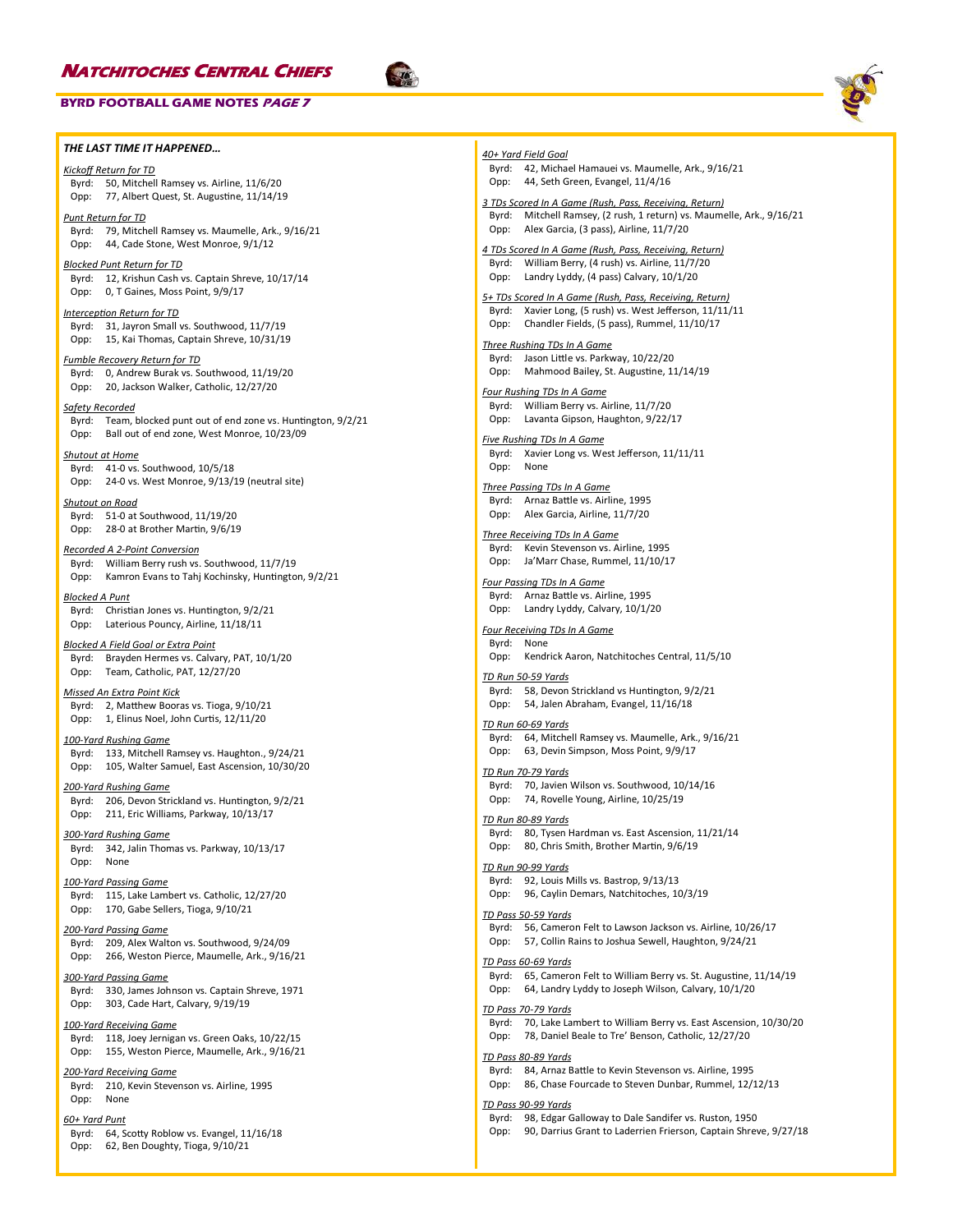## THE LAST TIME IT HAPPENED…

*Kickoff Return for TD*
Byrd: 50, Mitchell Ramsey vs. Airline, 11/6/20
Opp: 77, Albert Quest, St. Augustine, 11/14/19

*Punt Return for TD*
Byrd: 79, Mitchell Ramsey vs. Maumelle, Ark., 9/16/21
Opp: 44, Cade Stone, West Monroe, 9/1/12

*Blocked Punt Return for TD*
Byrd: 12, Krishun Cash vs. Captain Shreve, 10/17/14
Opp: 0, T Gaines, Moss Point, 9/9/17

*Interception Return for TD*
Byrd: 31, Jayron Small vs. Southwood, 11/7/19
Opp: 15, Kai Thomas, Captain Shreve, 10/31/19

*Fumble Recovery Return for TD*
Byrd: 0, Andrew Burak vs. Southwood, 11/19/20
Opp: 20, Jackson Walker, Catholic, 12/27/20

*Safety Recorded*
Byrd: Team, blocked punt out of end zone vs. Huntington, 9/2/21
Opp: Ball out of end zone, West Monroe, 10/23/09

*Shutout at Home*
Byrd: 41-0 vs. Southwood, 10/5/18
Opp: 24-0 vs. West Monroe, 9/13/19 (neutral site)

*Shutout on Road*
Byrd: 51-0 at Southwood, 11/19/20
Opp: 28-0 at Brother Martin, 9/6/19

*Recorded A 2-Point Conversion*
Byrd: William Berry rush vs. Southwood, 11/7/19
Opp: Kamron Evans to Tahj Kochinsky, Huntington, 9/2/21

*Blocked A Punt*
Byrd: Christian Jones vs. Huntington, 9/2/21
Opp: Laterious Pouncy, Airline, 11/18/11

*Blocked A Field Goal or Extra Point*
Byrd: Brayden Hermes vs. Calvary, PAT, 10/1/20
Opp: Team, Catholic, PAT, 12/27/20

*Missed An Extra Point Kick*
Byrd: 2, Matthew Booras vs. Tioga, 9/10/21
Opp: 1, Elinus Noel, John Curtis, 12/11/20

*100-Yard Rushing Game*
Byrd: 133, Mitchell Ramsey vs. Haughton., 9/24/21
Opp: 105, Walter Samuel, East Ascension, 10/30/20

*200-Yard Rushing Game*
Byrd: 206, Devon Strickland vs. Huntington, 9/2/21
Opp: 211, Eric Williams, Parkway, 10/13/17

*300-Yard Rushing Game*
Byrd: 342, Jalin Thomas vs. Parkway, 10/13/17
Opp: None

*100-Yard Passing Game*
Byrd: 115, Lake Lambert vs. Catholic, 12/27/20
Opp: 170, Gabe Sellers, Tioga, 9/10/21

*200-Yard Passing Game*
Byrd: 209, Alex Walton vs. Southwood, 9/24/09
Opp: 266, Weston Pierce, Maumelle, Ark., 9/16/21

*300-Yard Passing Game*
Byrd: 330, James Johnson vs. Captain Shreve, 1971
Opp: 303, Cade Hart, Calvary, 9/19/19

*100-Yard Receiving Game*
Byrd: 118, Joey Jernigan vs. Green Oaks, 10/22/15
Opp: 155, Weston Pierce, Maumelle, Ark., 9/16/21

*200-Yard Receiving Game*
Byrd: 210, Kevin Stevenson vs. Airline, 1995
Opp: None

*60+ Yard Punt*
Byrd: 64, Scotty Roblow vs. Evangel, 11/16/18
Opp: 62, Ben Doughty, Tioga, 9/10/21

*40+ Yard Field Goal*
Byrd: 42, Michael Hamauei vs. Maumelle, Ark., 9/16/21
Opp: 44, Seth Green, Evangel, 11/4/16

*3 TDs Scored In A Game (Rush, Pass, Receiving, Return)*
Byrd: Mitchell Ramsey, (2 rush, 1 return) vs. Maumelle, Ark., 9/16/21
Opp: Alex Garcia, (3 pass), Airline, 11/7/20

*4 TDs Scored In A Game (Rush, Pass, Receiving, Return)*
Byrd: William Berry, (4 rush) vs. Airline, 11/7/20
Opp: Landry Lyddy, (4 pass) Calvary, 10/1/20

*5+ TDs Scored In A Game (Rush, Pass, Receiving, Return)*
Byrd: Xavier Long, (5 rush) vs. West Jefferson, 11/11/11
Opp: Chandler Fields, (5 pass), Rummel, 11/10/17

*Three Rushing TDs In A Game*
Byrd: Jason Little vs. Parkway, 10/22/20
Opp: Mahmood Bailey, St. Augustine, 11/14/19

*Four Rushing TDs In A Game*
Byrd: William Berry vs. Airline, 11/7/20
Opp: Lavanta Gipson, Haughton, 9/22/17

*Five Rushing TDs In A Game*
Byrd: Xavier Long vs. West Jefferson, 11/11/11
Opp: None

*Three Passing TDs In A Game*
Byrd: Arnaz Battle vs. Airline, 1995
Opp: Alex Garcia, Airline, 11/7/20

*Three Receiving TDs In A Game*
Byrd: Kevin Stevenson vs. Airline, 1995
Opp: Ja'Marr Chase, Rummel, 11/10/17

*Four Passing TDs In A Game*
Byrd: Arnaz Battle vs. Airline, 1995
Opp: Landry Lyddy, Calvary, 10/1/20

*Four Receiving TDs In A Game*
Byrd: None
Opp: Kendrick Aaron, Natchitoches Central, 11/5/10

*TD Run 50-59 Yards*
Byrd: 58, Devon Strickland vs Huntington, 9/2/21
Opp: 54, Jalen Abraham, Evangel, 11/16/18

*TD Run 60-69 Yards*
Byrd: 64, Mitchell Ramsey vs. Maumelle, Ark., 9/16/21
Opp: 63, Devin Simpson, Moss Point, 9/9/17

*TD Run 70-79 Yards*
Byrd: 70, Javien Wilson vs. Southwood, 10/14/16
Opp: 74, Rovelle Young, Airline, 10/25/19

*TD Run 80-89 Yards*
Byrd: 80, Tysen Hardman vs. East Ascension, 11/21/14
Opp: 80, Chris Smith, Brother Martin, 9/6/19

*TD Run 90-99 Yards*
Byrd: 92, Louis Mills vs. Bastrop, 9/13/13
Opp: 96, Caylin Demars, Natchitoches, 10/3/19

*TD Pass 50-59 Yards*
Byrd: 56, Cameron Felt to Lawson Jackson vs. Airline, 10/26/17
Opp: 57, Collin Rains to Joshua Sewell, Haughton, 9/24/21

*TD Pass 60-69 Yards*
Byrd: 65, Cameron Felt to William Berry vs. St. Augustine, 11/14/19
Opp: 64, Landry Lyddy to Joseph Wilson, Calvary, 10/1/20

*TD Pass 70-79 Yards*
Byrd: 70, Lake Lambert to William Berry vs. East Ascension, 10/30/20
Opp: 78, Daniel Beale to Tre' Benson, Catholic, 12/27/20

*TD Pass 80-89 Yards*
Byrd: 84, Arnaz Battle to Kevin Stevenson vs. Airline, 1995
Opp: 86, Chase Fourcade to Steven Dunbar, Rummel, 12/12/13

*TD Pass 90-99 Yards*
Byrd: 98, Edgar Galloway to Dale Sandifer vs. Ruston, 1950
Opp: 90, Darrius Grant to Laderrien Frierson, Captain Shreve, 9/27/18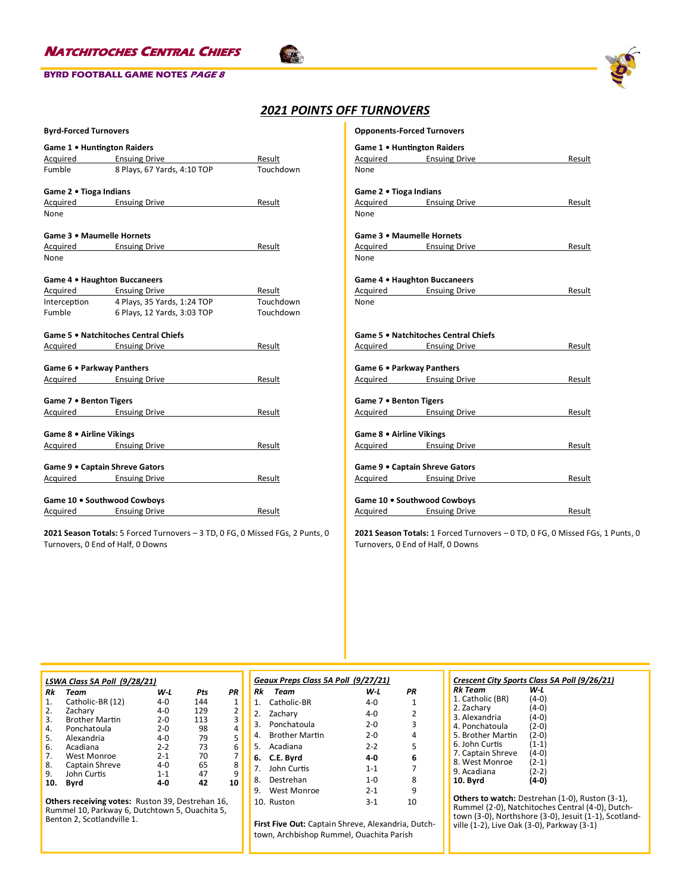## 2021 POINTS OFF TURNOVERS

### Byrd-Forced Turnovers

**Game 1 • Huntington Raiders**

| Acquired | Ensuing Drive | Result |
|---|---|---|
| Fumble | 8 Plays, 67 Yards, 4:10 TOP | Touchdown |

**Game 2 • Tioga Indians**

| Acquired | Ensuing Drive | Result |
|---|---|---|
| None | | |

**Game 3 • Maumelle Hornets**

| Acquired | Ensuing Drive | Result |
|---|---|---|
| None | | |

**Game 4 • Haughton Buccaneers**

| Acquired | Ensuing Drive | Result |
|---|---|---|
| Interception | 4 Plays, 35 Yards, 1:24 TOP | Touchdown |
| Fumble | 6 Plays, 12 Yards, 3:03 TOP | Touchdown |

**Game 5 • Natchitoches Central Chiefs**

| Acquired | Ensuing Drive | Result |
|---|---|---|

**Game 6 • Parkway Panthers**

| Acquired | Ensuing Drive | Result |
|---|---|---|

**Game 7 • Benton Tigers**

| Acquired | Ensuing Drive | Result |
|---|---|---|

**Game 8 • Airline Vikings**

| Acquired | Ensuing Drive | Result |
|---|---|---|

**Game 9 • Captain Shreve Gators**

| Acquired | Ensuing Drive | Result |
|---|---|---|

**Game 10 • Southwood Cowboys**

| Acquired | Ensuing Drive | Result |
|---|---|---|

**2021 Season Totals:** 5 Forced Turnovers – 3 TD, 0 FG, 0 Missed FGs, 2 Punts, 0 Turnovers, 0 End of Half, 0 Downs

### Opponents-Forced Turnovers

**Game 1 • Huntington Raiders**

| Acquired | Ensuing Drive | Result |
|---|---|---|
| None | | |

**Game 2 • Tioga Indians**

| Acquired | Ensuing Drive | Result |
|---|---|---|
| None | | |

**Game 3 • Maumelle Hornets**

| Acquired | Ensuing Drive | Result |
|---|---|---|
| None | | |

**Game 4 • Haughton Buccaneers**

| Acquired | Ensuing Drive | Result |
|---|---|---|
| None | | |

**Game 5 • Natchitoches Central Chiefs**

| Acquired | Ensuing Drive | Result |
|---|---|---|

**Game 6 • Parkway Panthers**

| Acquired | Ensuing Drive | Result |
|---|---|---|

**Game 7 • Benton Tigers**

| Acquired | Ensuing Drive | Result |
|---|---|---|

**Game 8 • Airline Vikings**

| Acquired | Ensuing Drive | Result |
|---|---|---|

**Game 9 • Captain Shreve Gators**

| Acquired | Ensuing Drive | Result |
|---|---|---|

**Game 10 • Southwood Cowboys**

| Acquired | Ensuing Drive | Result |
|---|---|---|

**2021 Season Totals:** 1 Forced Turnovers – 0 TD, 0 FG, 0 Missed FGs, 1 Punts, 0 Turnovers, 0 End of Half, 0 Downs

### *LSWA Class 5A Poll (9/28/21)*

| Rk | Team | W-L | Pts | PR |
|---|---|---|---|---|
| 1. | Catholic-BR (12) | 4-0 | 144 | 1 |
| 2. | Zachary | 4-0 | 129 | 2 |
| 3. | Brother Martin | 2-0 | 113 | 3 |
| 4. | Ponchatoula | 2-0 | 98 | 4 |
| 5. | Alexandria | 4-0 | 79 | 5 |
| 6. | Acadiana | 2-2 | 73 | 6 |
| 7. | West Monroe | 2-1 | 70 | 7 |
| 8. | Captain Shreve | 4-0 | 65 | 8 |
| 9. | John Curtis | 1-1 | 47 | 9 |
| **10.** | **Byrd** | **4-0** | **42** | **10** |

**Others receiving votes:** Ruston 39, Destrehan 16, Rummel 10, Parkway 6, Dutchtown 5, Ouachita 5, Benton 2, Scotlandville 1.

### *Geaux Preps Class 5A Poll (9/27/21)*

| Rk | Team | W-L | PR |
|---|---|---|---|
| 1. | Catholic-BR | 4-0 | 1 |
| 2. | Zachary | 4-0 | 2 |
| 3. | Ponchatoula | 2-0 | 3 |
| 4. | Brother Martin | 2-0 | 4 |
| 5. | Acadiana | 2-2 | 5 |
| **6.** | **C.E. Byrd** | **4-0** | **6** |
| 7. | John Curtis | 1-1 | 7 |
| 8. | Destrehan | 1-0 | 8 |
| 9. | West Monroe | 2-1 | 9 |
| 10. | Ruston | 3-1 | 10 |

**First Five Out:** Captain Shreve, Alexandria, Dutchtown, Archbishop Rummel, Ouachita Parish

### *Crescent City Sports Class 5A Poll (9/26/21)*

| Rk Team | W-L |
|---|---|
| 1. Catholic (BR) | (4-0) |
| 2. Zachary | (4-0) |
| 3. Alexandria | (4-0) |
| 4. Ponchatoula | (2-0) |
| 5. Brother Martin | (2-0) |
| 6. John Curtis | (1-1) |
| 7. Captain Shreve | (4-0) |
| 8. West Monroe | (2-1) |
| 9. Acadiana | (2-2) |
| **10. Byrd** | **(4-0)** |

**Others to watch:** Destrehan (1-0), Ruston (3-1), Rummel (2-0), Natchitoches Central (4-0), Dutchtown (3-0), Northshore (3-0), Jesuit (1-1), Scotlandville (1-2), Live Oak (3-0), Parkway (3-1)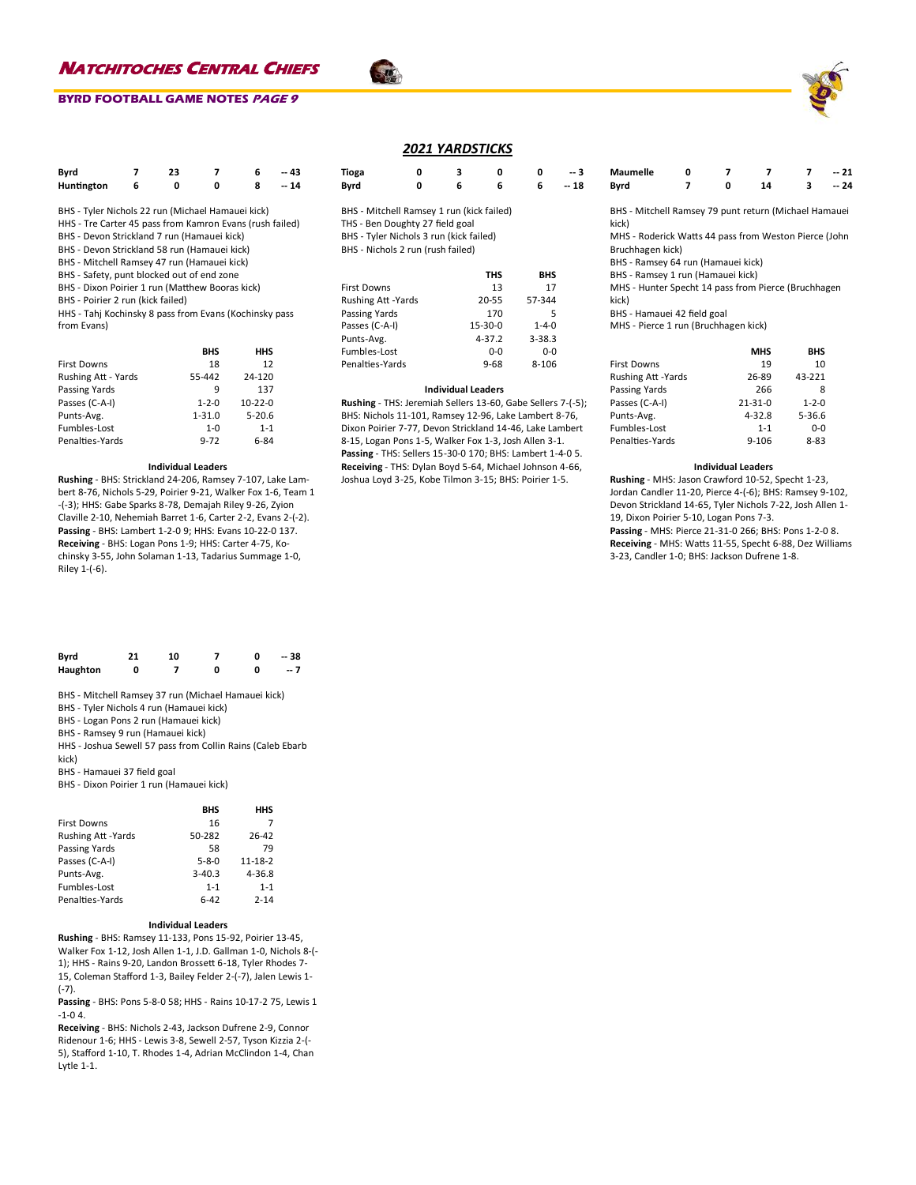## 2021 YARDSTICKS

| | 1 | 2 | 3 | 4 | Final |
|---|---|---|---|---|---|
| Byrd | 7 | 23 | 7 | 6 | -- 43 |
| Huntington | 6 | 0 | 0 | 8 | -- 14 |

BHS - Tyler Nichols 22 run (Michael Hamauei kick)
HHS - Tre Carter 45 pass from Kamron Evans (rush failed)
BHS - Devon Strickland 7 run (Hamauei kick)
BHS - Devon Strickland 58 run (Hamauei kick)
BHS - Mitchell Ramsey 47 run (Hamauei kick)
BHS - Safety, punt blocked out of end zone
BHS - Dixon Poirier 1 run (Matthew Booras kick)
BHS - Poirier 2 run (kick failed)
HHS - Tahj Kochinsky 8 pass from Evans (Kochinsky pass from Evans)

| | BHS | HHS |
|---|---|---|
| First Downs | 18 | 12 |
| Rushing Att - Yards | 55-442 | 24-120 |
| Passing Yards | 9 | 137 |
| Passes (C-A-I) | 1-2-0 | 10-22-0 |
| Punts-Avg. | 1-31.0 | 5-20.6 |
| Fumbles-Lost | 1-0 | 1-1 |
| Penalties-Yards | 9-72 | 6-84 |

**Individual Leaders**

**Rushing** - BHS: Strickland 24-206, Ramsey 7-107, Lake Lambert 8-76, Nichols 5-29, Poirier 9-21, Walker Fox 1-6, Team 1 -(-3); HHS: Gabe Sparks 8-78, Demajah Riley 9-26, Zyion Claville 2-10, Nehemiah Barret 1-6, Carter 2-2, Evans 2-(-2).
**Passing** - BHS: Lambert 1-2-0 9; HHS: Evans 10-22-0 137.
**Receiving** - BHS: Logan Pons 1-9; HHS: Carter 4-75, Kochinsky 3-55, John Solaman 1-13, Tadarius Summage 1-0, Riley 1-(-6).

| | 1 | 2 | 3 | 4 | Final |
|---|---|---|---|---|---|
| Byrd | 21 | 10 | 7 | 0 | -- 38 |
| Haughton | 0 | 7 | 0 | 0 | -- 7 |

BHS - Mitchell Ramsey 37 run (Michael Hamauei kick)
BHS - Tyler Nichols 4 run (Hamauei kick)
BHS - Logan Pons 2 run (Hamauei kick)
BHS - Ramsey 9 run (Hamauei kick)
HHS - Joshua Sewell 57 pass from Collin Rains (Caleb Ebarb kick)
BHS - Hamauei 37 field goal
BHS - Dixon Poirier 1 run (Hamauei kick)

| | BHS | HHS |
|---|---|---|
| First Downs | 16 | 7 |
| Rushing Att -Yards | 50-282 | 26-42 |
| Passing Yards | 58 | 79 |
| Passes (C-A-I) | 5-8-0 | 11-18-2 |
| Punts-Avg. | 3-40.3 | 4-36.8 |
| Fumbles-Lost | 1-1 | 1-1 |
| Penalties-Yards | 6-42 | 2-14 |

**Individual Leaders**

**Rushing** - BHS: Ramsey 11-133, Pons 15-92, Poirier 13-45, Walker Fox 1-12, Josh Allen 1-1, J.D. Gallman 1-0, Nichols 8-(-1); HHS - Rains 9-20, Landon Brossett 6-18, Tyler Rhodes 7-15, Coleman Stafford 1-3, Bailey Felder 2-(-7), Jalen Lewis 1-(-7).
**Passing** - BHS: Pons 5-8-0 58; HHS - Rains 10-17-2 75, Lewis 1-1-0 4.
**Receiving** - BHS: Nichols 2-43, Jackson Dufrene 2-9, Connor Ridenour 1-6; HHS - Lewis 3-8, Sewell 2-57, Tyson Kizzia 2-(-5), Stafford 1-10, T. Rhodes 1-4, Adrian McClindon 1-4, Chan Lytle 1-1.

| | 1 | 2 | 3 | 4 | Final |
|---|---|---|---|---|---|
| Tioga | 0 | 3 | 0 | 0 | -- 3 |
| Byrd | 0 | 6 | 6 | 6 | -- 18 |

BHS - Mitchell Ramsey 1 run (kick failed)
THS - Ben Doughty 27 field goal
BHS - Tyler Nichols 3 run (kick failed)
BHS - Nichols 2 run (rush failed)

| | THS | BHS |
|---|---|---|
| First Downs | 13 | 17 |
| Rushing Att -Yards | 20-55 | 57-344 |
| Passing Yards | 170 | 5 |
| Passes (C-A-I) | 15-30-0 | 1-4-0 |
| Punts-Avg. | 4-37.2 | 3-38.3 |
| Fumbles-Lost | 0-0 | 0-0 |
| Penalties-Yards | 9-68 | 8-106 |

**Individual Leaders**

**Rushing** - THS: Jeremiah Sellers 13-60, Gabe Sellers 7-(-5); BHS: Nichols 11-101, Ramsey 12-96, Lake Lambert 8-76, Dixon Poirier 7-77, Devon Strickland 14-46, Lake Lambert 8-15, Logan Pons 1-5, Walker Fox 1-3, Josh Allen 3-1.
**Passing** - THS: Sellers 15-30-0 170; BHS: Lambert 1-4-0 5.
**Receiving** - THS: Dylan Boyd 5-64, Michael Johnson 4-66, Joshua Loyd 3-25, Kobe Tilmon 3-15; BHS: Poirier 1-5.

| | 1 | 2 | 3 | 4 | Final |
|---|---|---|---|---|---|
| Maumelle | 0 | 7 | 7 | 7 | -- 21 |
| Byrd | 7 | 0 | 14 | 3 | -- 24 |

BHS - Mitchell Ramsey 79 punt return (Michael Hamauei kick)
MHS - Roderick Watts 44 pass from Weston Pierce (John Bruchhagen kick)
BHS - Ramsey 64 run (Hamauei kick)
BHS - Ramsey 1 run (Hamauei kick)
MHS - Hunter Specht 14 pass from Pierce (Bruchhagen kick)
BHS - Hamauei 42 field goal
MHS - Pierce 1 run (Bruchhagen kick)

| | MHS | BHS |
|---|---|---|
| First Downs | 19 | 10 |
| Rushing Att -Yards | 26-89 | 43-221 |
| Passing Yards | 266 | 8 |
| Passes (C-A-I) | 21-31-0 | 1-2-0 |
| Punts-Avg. | 4-32.8 | 5-36.6 |
| Fumbles-Lost | 1-1 | 0-0 |
| Penalties-Yards | 9-106 | 8-83 |

**Individual Leaders**

**Rushing** - MHS: Jason Crawford 10-52, Specht 1-23, Jordan Candler 11-20, Pierce 4-(-6); BHS: Ramsey 9-102, Devon Strickland 14-65, Tyler Nichols 7-22, Josh Allen 1-19, Dixon Poirier 5-10, Logan Pons 7-3.
**Passing** - MHS: Pierce 21-31-0 266; BHS: Pons 1-2-0 8.
**Receiving** - MHS: Watts 11-55, Specht 6-88, Dez Williams 3-23, Candler 1-0; BHS: Jackson Dufrene 1-8.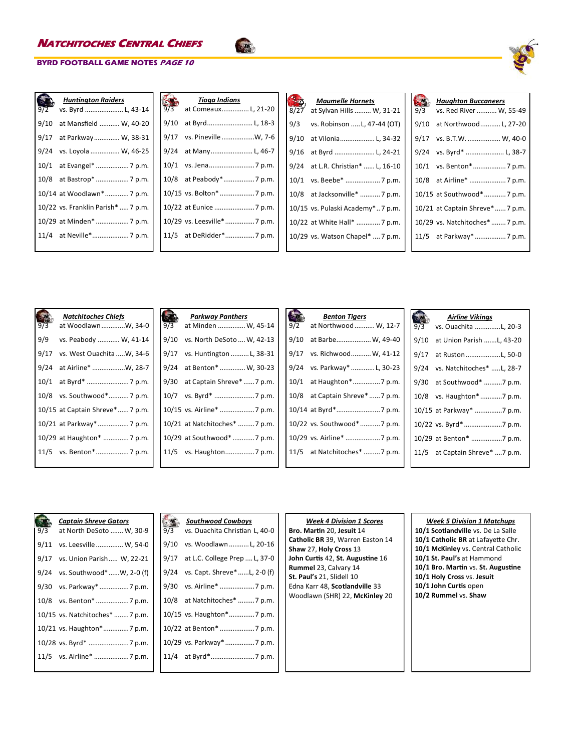## Natchitoches Central Chiefs

**BYRD FOOTBALL GAME NOTES** *PAGE 10*

### Huntington Raiders

| Date | Game |
|---|---|
| 9/2 | vs. Byrd ..................... L, 43-14 |
| 9/10 | at Mansfield ........... W, 40-20 |
| 9/17 | at Parkway ............. W, 38-31 |
| 9/24 | vs. Loyola ................ W, 46-25 |
| 10/1 | at Evangel* .................. 7 p.m. |
| 10/8 | at Bastrop* .................. 7 p.m. |
| 10/14 | at Woodlawn* ............. 7 p.m. |
| 10/22 | vs. Franklin Parish* ..... 7 p.m. |
| 10/29 | at Minden* .................. 7 p.m. |
| 11/4 | at Neville*.................... 7 p.m. |

### Tioga Indians

| Date | Game |
|---|---|
| 9/3 | at Comeaux............... L, 21-20 |
| 9/10 | at Byrd......................... L, 18-3 |
| 9/17 | vs. Pineville ..................W, 7-6 |
| 9/24 | at Many....................... L, 46-7 |
| 10/1 | vs. Jena......................... 7 p.m. |
| 10/8 | at Peabody*................. 7 p.m. |
| 10/15 | vs. Bolton* ................... 7 p.m. |
| 10/22 | at Eunice ...................... 7 p.m. |
| 10/29 | vs. Leesville* ................ 7 p.m. |
| 11/5 | at DeRidder*................ 7 p.m. |

### Maumelle Hornets

| Date | Game |
|---|---|
| 8/27 | at Sylvan Hills ......... W, 31-21 |
| 9/3 | vs. Robinson ..... L, 47-44 (OT) |
| 9/10 | at Vilonia................... L, 34-32 |
| 9/16 | at Byrd ...................... L, 24-21 |
| 9/24 | at L.R. Christian* ...... L, 16-10 |
| 10/1 | vs. Beebe* ................... 7 p.m. |
| 10/8 | at Jacksonville* ........... 7 p.m. |
| 10/15 | vs. Pulaski Academy* .. 7 p.m. |
| 10/22 | at White Hall* ............. 7 p.m. |
| 10/29 | vs. Watson Chapel* .... 7 p.m. |

### Haughton Buccaneers

| Date | Game |
|---|---|
| 9/3 | vs. Red River ........... W, 55-49 |
| 9/10 | at Northwood........... L, 27-20 |
| 9/17 | vs. B.T.W. .................. W, 40-0 |
| 9/24 | vs. Byrd* ..................... L, 38-7 |
| 10/1 | vs. Benton*.................. 7 p.m. |
| 10/8 | at Airline* .................... 7 p.m. |
| 10/15 | at Southwood*............ 7 p.m. |
| 10/21 | at Captain Shreve*...... 7 p.m. |
| 10/29 | vs. Natchitoches* ........ 7 p.m. |
| 11/5 | at Parkway* ................. 7 p.m. |

### Natchitoches Chiefs

| Date | Game |
|---|---|
| 9/3 | at Woodlawn.............W, 34-0 |
| 9/9 | vs. Peabody ............ W, 41-14 |
| 9/17 | vs. West Ouachita .....W, 34-6 |
| 9/24 | at Airline* ..................W, 28-7 |
| 10/1 | at Byrd* ....................... 7 p.m. |
| 10/8 | vs. Southwood*........... 7 p.m. |
| 10/15 | at Captain Shreve*...... 7 p.m. |
| 10/21 | at Parkway*................. 7 p.m. |
| 10/29 | at Haughton* .............. 7 p.m. |
| 11/5 | vs. Benton*.................. 7 p.m. |

### Parkway Panthers

| Date | Game |
|---|---|
| 9/3 | at Minden ............... W, 45-14 |
| 9/10 | vs. North DeSoto .... W, 42-13 |
| 9/17 | vs. Huntington .......... L, 38-31 |
| 9/24 | at Benton* ............. W, 30-23 |
| 9/30 | at Captain Shreve* ...... 7 p.m. |
| 10/7 | vs. Byrd* ...................... 7 p.m. |
| 10/15 | vs. Airline* ................... 7 p.m. |
| 10/21 | at Natchitoches* ......... 7 p.m. |
| 10/29 | at Southwood* ............ 7 p.m. |
| 11/5 | vs. Haughton................ 7 p.m. |

### Benton Tigers

| Date | Game |
|---|---|
| 9/2 | at Northwood ........... W, 12-7 |
| 9/10 | at Barbe................... W, 49-40 |
| 9/17 | vs. Richwood............ W, 41-12 |
| 9/24 | vs. Parkway* ............. L, 30-23 |
| 10/1 | at Haughton*............... 7 p.m. |
| 10/8 | at Captain Shreve* ...... 7 p.m. |
| 10/14 | at Byrd*........................ 7 p.m. |
| 10/22 | vs. Southwood*........... 7 p.m. |
| 10/29 | vs. Airline* ................... 7 p.m. |
| 11/5 | at Natchitoches* ......... 7 p.m. |

### Airline Vikings

| Date | Game |
|---|---|
| 9/3 | vs. Ouachita ..............L, 20-3 |
| 9/10 | at Union Parish .......L, 43-20 |
| 9/17 | at Ruston ...................L, 50-0 |
| 9/24 | vs. Natchitoches* .....L, 28-7 |
| 9/30 | at Southwood* ..........7 p.m. |
| 10/8 | vs. Haughton* ............7 p.m. |
| 10/15 | at Parkway* ...............7 p.m. |
| 10/22 | vs. Byrd*.....................7 p.m. |
| 10/29 | at Benton* .................7 p.m. |
| 11/5 | at Captain Shreve* ....7 p.m. |

### Captain Shreve Gators

| Date | Game |
|---|---|
| 9/3 | at North DeSoto ....... W, 30-9 |
| 9/11 | vs. Leesville ............... W, 54-0 |
| 9/17 | vs. Union Parish ..... W, 22-21 |
| 9/24 | vs. Southwood* ......W, 2-0 (f) |
| 9/30 | vs. Parkway* ................7 p.m. |
| 10/8 | vs. Benton* ..................7 p.m. |
| 10/15 | vs. Natchitoches* ........7 p.m. |
| 10/21 | vs. Haughton*..............7 p.m. |
| 10/28 | vs. Byrd* ......................7 p.m. |
| 11/5 | vs. Airline* ...................7 p.m. |

### Southwood Cowboys

| Date | Game |
|---|---|
| 9/3 | vs. Ouachita Christian L, 40-0 |
| 9/10 | vs. Woodlawn ........... L, 20-16 |
| 9/17 | at L.C. College Prep .... L, 37-0 |
| 9/24 | vs. Capt. Shreve* ......L, 2-0 (f) |
| 9/30 | vs. Airline* ...................7 p.m. |
| 10/8 | at Natchitoches* .........7 p.m. |
| 10/15 | vs. Haughton*..............7 p.m. |
| 10/22 | at Benton* ...................7 p.m. |
| 10/29 | vs. Parkway* ................7 p.m. |
| 11/4 | at Byrd*........................7 p.m. |

### Week 4 Division 1 Scores

**Bro. Martin** 20, **Jesuit** 14
**Catholic BR** 39, Warren Easton 14
**Shaw** 27, **Holy Cross** 13
**John Curtis** 42, **St. Augustine** 16
**Rummel** 23, Calvary 14
**St. Paul's** 21, Slidell 10
Edna Karr 48, **Scotlandville** 33
Woodlawn (SHR) 22, **McKinley** 20

### Week 5 Division 1 Matchups

**10/1 Scotlandville** vs. De La Salle
**10/1 Catholic BR** at Lafayette Chr.
**10/1 McKinley** vs. Central Catholic
**10/1 St. Paul's** at Hammond
**10/1 Bro. Martin** vs. **St. Augustine**
**10/1 Holy Cross** vs. **Jesuit**
**10/1 John Curtis** open
**10/2 Rummel** vs. **Shaw**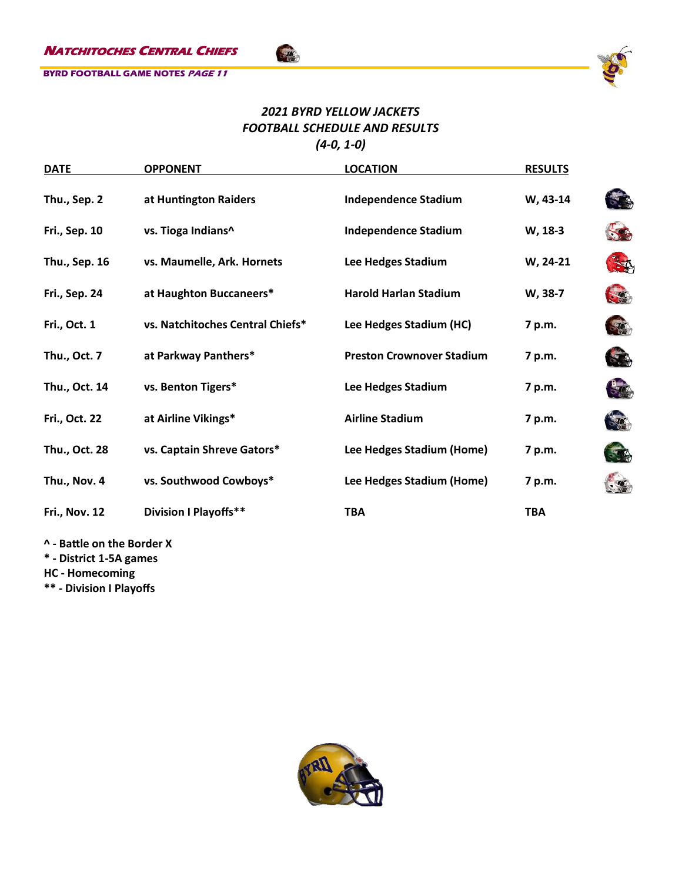## *2021 BYRD YELLOW JACKETS FOOTBALL SCHEDULE AND RESULTS*
## *(4-0, 1-0)*

| DATE | OPPONENT | LOCATION | RESULTS |
|---|---|---|---|
| **Thu., Sep. 2** | **at Huntington Raiders** | **Independence Stadium** | **W, 43-14** |
| **Fri., Sep. 10** | **vs. Tioga Indians^** | **Independence Stadium** | **W, 18-3** |
| **Thu., Sep. 16** | **vs. Maumelle, Ark. Hornets** | **Lee Hedges Stadium** | **W, 24-21** |
| **Fri., Sep. 24** | **at Haughton Buccaneers*** | **Harold Harlan Stadium** | **W, 38-7** |
| **Fri., Oct. 1** | **vs. Natchitoches Central Chiefs*** | **Lee Hedges Stadium (HC)** | **7 p.m.** |
| **Thu., Oct. 7** | **at Parkway Panthers*** | **Preston Crownover Stadium** | **7 p.m.** |
| **Thu., Oct. 14** | **vs. Benton Tigers*** | **Lee Hedges Stadium** | **7 p.m.** |
| **Fri., Oct. 22** | **at Airline Vikings*** | **Airline Stadium** | **7 p.m.** |
| **Thu., Oct. 28** | **vs. Captain Shreve Gators*** | **Lee Hedges Stadium (Home)** | **7 p.m.** |
| **Thu., Nov. 4** | **vs. Southwood Cowboys*** | **Lee Hedges Stadium (Home)** | **7 p.m.** |
| **Fri., Nov. 12** | **Division I Playoffs**** | **TBA** | **TBA** |

**^ - Battle on the Border X**
**\* - District 1-5A games**
**HC - Homecoming**
**\*\* - Division I Playoffs**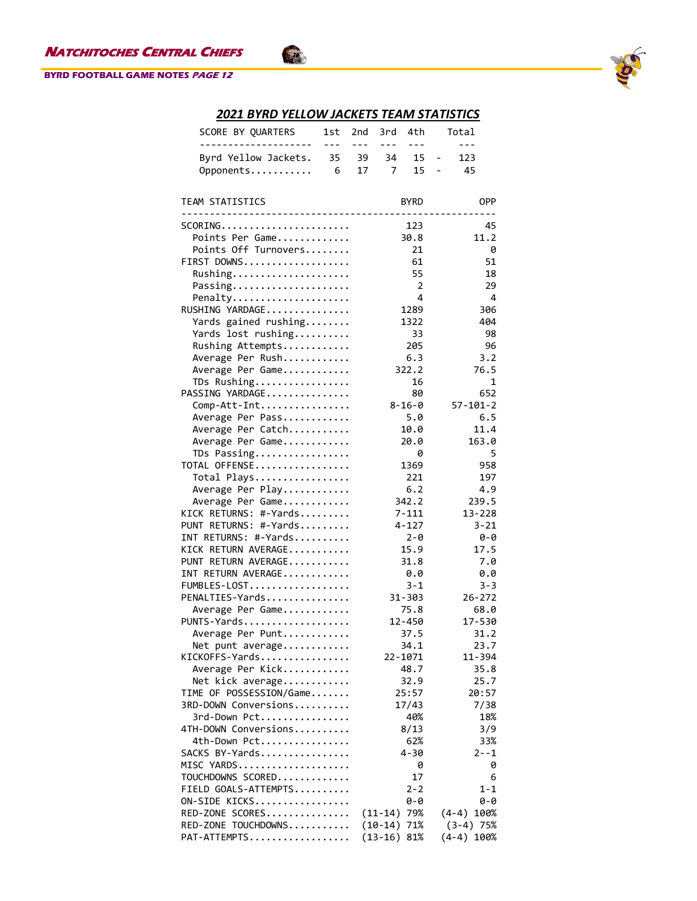## *2021 BYRD YELLOW JACKETS TEAM STATISTICS*

| SCORE BY QUARTERS | 1st | 2nd | 3rd | 4th | | Total |
|---|---|---|---|---|---|---|
| Byrd Yellow Jackets. | 35 | 39 | 34 | 15 | - | 123 |
| Opponents........... | 6 | 17 | 7 | 15 | - | 45 |

| TEAM STATISTICS | BYRD | OPP |
|---|---|---|
| SCORING....................... | 123 | 45 |
| Points Per Game............. | 30.8 | 11.2 |
| Points Off Turnovers........ | 21 | 0 |
| FIRST DOWNS................... | 61 | 51 |
| Rushing..................... | 55 | 18 |
| Passing..................... | 2 | 29 |
| Penalty..................... | 4 | 4 |
| RUSHING YARDAGE............... | 1289 | 306 |
| Yards gained rushing........ | 1322 | 404 |
| Yards lost rushing.......... | 33 | 98 |
| Rushing Attempts............ | 205 | 96 |
| Average Per Rush............ | 6.3 | 3.2 |
| Average Per Game............ | 322.2 | 76.5 |
| TDs Rushing................. | 16 | 1 |
| PASSING YARDAGE............... | 80 | 652 |
| Comp-Att-Int................ | 8-16-0 | 57-101-2 |
| Average Per Pass............ | 5.0 | 6.5 |
| Average Per Catch........... | 10.0 | 11.4 |
| Average Per Game............ | 20.0 | 163.0 |
| TDs Passing................. | 0 | 5 |
| TOTAL OFFENSE................. | 1369 | 958 |
| Total Plays................. | 221 | 197 |
| Average Per Play............ | 6.2 | 4.9 |
| Average Per Game............ | 342.2 | 239.5 |
| KICK RETURNS: #-Yards......... | 7-111 | 13-228 |
| PUNT RETURNS: #-Yards......... | 4-127 | 3-21 |
| INT RETURNS: #-Yards.......... | 2-0 | 0-0 |
| KICK RETURN AVERAGE........... | 15.9 | 17.5 |
| PUNT RETURN AVERAGE........... | 31.8 | 7.0 |
| INT RETURN AVERAGE............ | 0.0 | 0.0 |
| FUMBLES-LOST.................. | 3-1 | 3-3 |
| PENALTIES-Yards............... | 31-303 | 26-272 |
| Average Per Game............ | 75.8 | 68.0 |
| PUNTS-Yards................... | 12-450 | 17-530 |
| Average Per Punt............ | 37.5 | 31.2 |
| Net punt average............ | 34.1 | 23.7 |
| KICKOFFS-Yards................ | 22-1071 | 11-394 |
| Average Per Kick............ | 48.7 | 35.8 |
| Net kick average............ | 32.9 | 25.7 |
| TIME OF POSSESSION/Game....... | 25:57 | 20:57 |
| 3RD-DOWN Conversions.......... | 17/43 | 7/38 |
| 3rd-Down Pct................ | 40% | 18% |
| 4TH-DOWN Conversions.......... | 8/13 | 3/9 |
| 4th-Down Pct................ | 62% | 33% |
| SACKS BY-Yards................ | 4-30 | 2--1 |
| MISC YARDS.................... | 0 | 0 |
| TOUCHDOWNS SCORED............. | 17 | 6 |
| FIELD GOALS-ATTEMPTS.......... | 2-2 | 1-1 |
| ON-SIDE KICKS................. | 0-0 | 0-0 |
| RED-ZONE SCORES............... | (11-14) 79% | (4-4) 100% |
| RED-ZONE TOUCHDOWNS........... | (10-14) 71% | (3-4) 75% |
| PAT-ATTEMPTS.................. | (13-16) 81% | (4-4) 100% |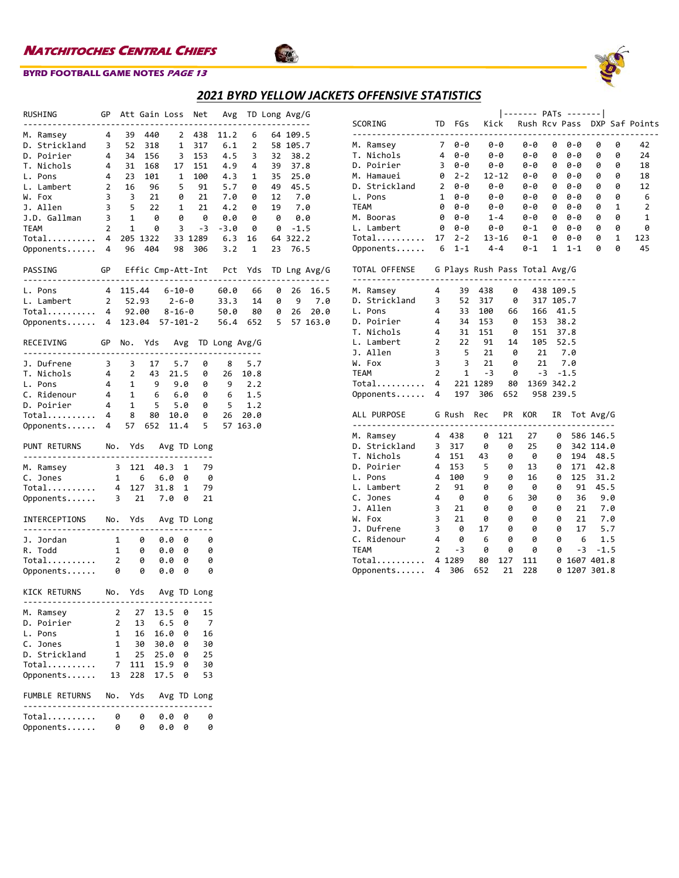# 2021 BYRD YELLOW JACKETS OFFENSIVE STATISTICS

| RUSHING | GP | Att | Gain | Loss | Net | Avg | TD | Long | Avg/G |
|---|---|---|---|---|---|---|---|---|---|
| M. Ramsey | 4 | 39 | 440 | 2 | 438 | 11.2 | 6 | 64 | 109.5 |
| D. Strickland | 3 | 52 | 318 | 1 | 317 | 6.1 | 2 | 58 | 105.7 |
| D. Poirier | 4 | 34 | 156 | 3 | 153 | 4.5 | 3 | 32 | 38.2 |
| T. Nichols | 4 | 31 | 168 | 17 | 151 | 4.9 | 4 | 39 | 37.8 |
| L. Pons | 4 | 23 | 101 | 1 | 100 | 4.3 | 1 | 35 | 25.0 |
| L. Lambert | 2 | 16 | 96 | 5 | 91 | 5.7 | 0 | 49 | 45.5 |
| W. Fox | 3 | 3 | 21 | 0 | 21 | 7.0 | 0 | 12 | 7.0 |
| J. Allen | 3 | 5 | 22 | 1 | 21 | 4.2 | 0 | 19 | 7.0 |
| J.D. Gallman | 3 | 1 | 0 | 0 | 0 | 0.0 | 0 | 0 | 0.0 |
| TEAM | 2 | 1 | 0 | 3 | -3 | -3.0 | 0 | 0 | -1.5 |
| Total.......... | 4 | 205 | 1322 | 33 | 1289 | 6.3 | 16 | 64 | 322.2 |
| Opponents...... | 4 | 96 | 404 | 98 | 306 | 3.2 | 1 | 23 | 76.5 |

| PASSING | GP | Effic | Cmp-Att-Int | Pct | Yds | TD | Lng | Avg/G |
|---|---|---|---|---|---|---|---|---|
| L. Pons | 4 | 115.44 | 6-10-0 | 60.0 | 66 | 0 | 26 | 16.5 |
| L. Lambert | 2 | 52.93 | 2-6-0 | 33.3 | 14 | 0 | 9 | 7.0 |
| Total.......... | 4 | 92.00 | 8-16-0 | 50.0 | 80 | 0 | 26 | 20.0 |
| Opponents...... | 4 | 123.04 | 57-101-2 | 56.4 | 652 | 5 | 57 | 163.0 |

| RECEIVING | GP | No. | Yds | Avg | TD | Long | Avg/G |
|---|---|---|---|---|---|---|---|
| J. Dufrene | 3 | 3 | 17 | 5.7 | 0 | 8 | 5.7 |
| T. Nichols | 4 | 2 | 43 | 21.5 | 0 | 26 | 10.8 |
| L. Pons | 4 | 1 | 9 | 9.0 | 0 | 9 | 2.2 |
| C. Ridenour | 4 | 1 | 6 | 6.0 | 0 | 6 | 1.5 |
| D. Poirier | 4 | 1 | 5 | 5.0 | 0 | 5 | 1.2 |
| Total.......... | 4 | 8 | 80 | 10.0 | 0 | 26 | 20.0 |
| Opponents...... | 4 | 57 | 652 | 11.4 | 5 | 57 | 163.0 |

| PUNT RETURNS | No. | Yds | Avg | TD | Long |
|---|---|---|---|---|---|
| M. Ramsey | 3 | 121 | 40.3 | 1 | 79 |
| C. Jones | 1 | 6 | 6.0 | 0 | 0 |
| Total.......... | 4 | 127 | 31.8 | 1 | 79 |
| Opponents...... | 3 | 21 | 7.0 | 0 | 21 |

| INTERCEPTIONS | No. | Yds | Avg | TD | Long |
|---|---|---|---|---|---|
| J. Jordan | 1 | 0 | 0.0 | 0 | 0 |
| R. Todd | 1 | 0 | 0.0 | 0 | 0 |
| Total.......... | 2 | 0 | 0.0 | 0 | 0 |
| Opponents...... | 0 | 0 | 0.0 | 0 | 0 |

| KICK RETURNS | No. | Yds | Avg | TD | Long |
|---|---|---|---|---|---|
| M. Ramsey | 2 | 27 | 13.5 | 0 | 15 |
| D. Poirier | 2 | 13 | 6.5 | 0 | 7 |
| L. Pons | 1 | 16 | 16.0 | 0 | 16 |
| C. Jones | 1 | 30 | 30.0 | 0 | 30 |
| D. Strickland | 1 | 25 | 25.0 | 0 | 25 |
| Total.......... | 7 | 111 | 15.9 | 0 | 30 |
| Opponents...... | 13 | 228 | 17.5 | 0 | 53 |

| FUMBLE RETURNS | No. | Yds | Avg | TD | Long |
|---|---|---|---|---|---|
| Total.......... | 0 | 0 | 0.0 | 0 | 0 |
| Opponents...... | 0 | 0 | 0.0 | 0 | 0 |

| SCORING | TD | FGs | Kick | PATs Rush | PATs Rcv | PATs Pass | DXP | Saf | Points |
|---|---|---|---|---|---|---|---|---|---|
| M. Ramsey | 7 | 0-0 | 0-0 | 0-0 | 0 | 0-0 | 0 | 0 | 42 |
| T. Nichols | 4 | 0-0 | 0-0 | 0-0 | 0 | 0-0 | 0 | 0 | 24 |
| D. Poirier | 3 | 0-0 | 0-0 | 0-0 | 0 | 0-0 | 0 | 0 | 18 |
| M. Hamauei | 0 | 2-2 | 12-12 | 0-0 | 0 | 0-0 | 0 | 0 | 18 |
| D. Strickland | 2 | 0-0 | 0-0 | 0-0 | 0 | 0-0 | 0 | 0 | 12 |
| L. Pons | 1 | 0-0 | 0-0 | 0-0 | 0 | 0-0 | 0 | 0 | 6 |
| TEAM | 0 | 0-0 | 0-0 | 0-0 | 0 | 0-0 | 0 | 1 | 2 |
| M. Booras | 0 | 0-0 | 1-4 | 0-0 | 0 | 0-0 | 0 | 0 | 1 |
| L. Lambert | 0 | 0-0 | 0-0 | 0-1 | 0 | 0-0 | 0 | 0 | 0 |
| Total.......... | 17 | 2-2 | 13-16 | 0-1 | 0 | 0-0 | 0 | 1 | 123 |
| Opponents...... | 6 | 1-1 | 4-4 | 0-1 | 1 | 1-1 | 0 | 0 | 45 |

| TOTAL OFFENSE | G | Plays | Rush | Pass | Total | Avg/G |
|---|---|---|---|---|---|---|
| M. Ramsey | 4 | 39 | 438 | 0 | 438 | 109.5 |
| D. Strickland | 3 | 52 | 317 | 0 | 317 | 105.7 |
| L. Pons | 4 | 33 | 100 | 66 | 166 | 41.5 |
| D. Poirier | 4 | 34 | 153 | 0 | 153 | 38.2 |
| T. Nichols | 4 | 31 | 151 | 0 | 151 | 37.8 |
| L. Lambert | 2 | 22 | 91 | 14 | 105 | 52.5 |
| J. Allen | 3 | 5 | 21 | 0 | 21 | 7.0 |
| W. Fox | 3 | 3 | 21 | 0 | 21 | 7.0 |
| TEAM | 2 | 1 | -3 | 0 | -3 | -1.5 |
| Total.......... | 4 | 221 | 1289 | 80 | 1369 | 342.2 |
| Opponents...... | 4 | 197 | 306 | 652 | 958 | 239.5 |

| ALL PURPOSE | G | Rush | Rec | PR | KOR | IR | Tot | Avg/G |
|---|---|---|---|---|---|---|---|---|
| M. Ramsey | 4 | 438 | 0 | 121 | 27 | 0 | 586 | 146.5 |
| D. Strickland | 3 | 317 | 0 | 0 | 25 | 0 | 342 | 114.0 |
| T. Nichols | 4 | 151 | 43 | 0 | 0 | 0 | 194 | 48.5 |
| D. Poirier | 4 | 153 | 5 | 0 | 13 | 0 | 171 | 42.8 |
| L. Pons | 4 | 100 | 9 | 0 | 16 | 0 | 125 | 31.2 |
| L. Lambert | 2 | 91 | 0 | 0 | 0 | 0 | 91 | 45.5 |
| C. Jones | 4 | 0 | 0 | 6 | 30 | 0 | 36 | 9.0 |
| J. Allen | 3 | 21 | 0 | 0 | 0 | 0 | 21 | 7.0 |
| W. Fox | 3 | 21 | 0 | 0 | 0 | 0 | 21 | 7.0 |
| J. Dufrene | 3 | 0 | 17 | 0 | 0 | 0 | 17 | 5.7 |
| C. Ridenour | 4 | 0 | 6 | 0 | 0 | 0 | 6 | 1.5 |
| TEAM | 2 | -3 | 0 | 0 | 0 | 0 | -3 | -1.5 |
| Total.......... | 4 | 1289 | 80 | 127 | 111 | 0 | 1607 | 401.8 |
| Opponents...... | 4 | 306 | 652 | 21 | 228 | 0 | 1207 | 301.8 |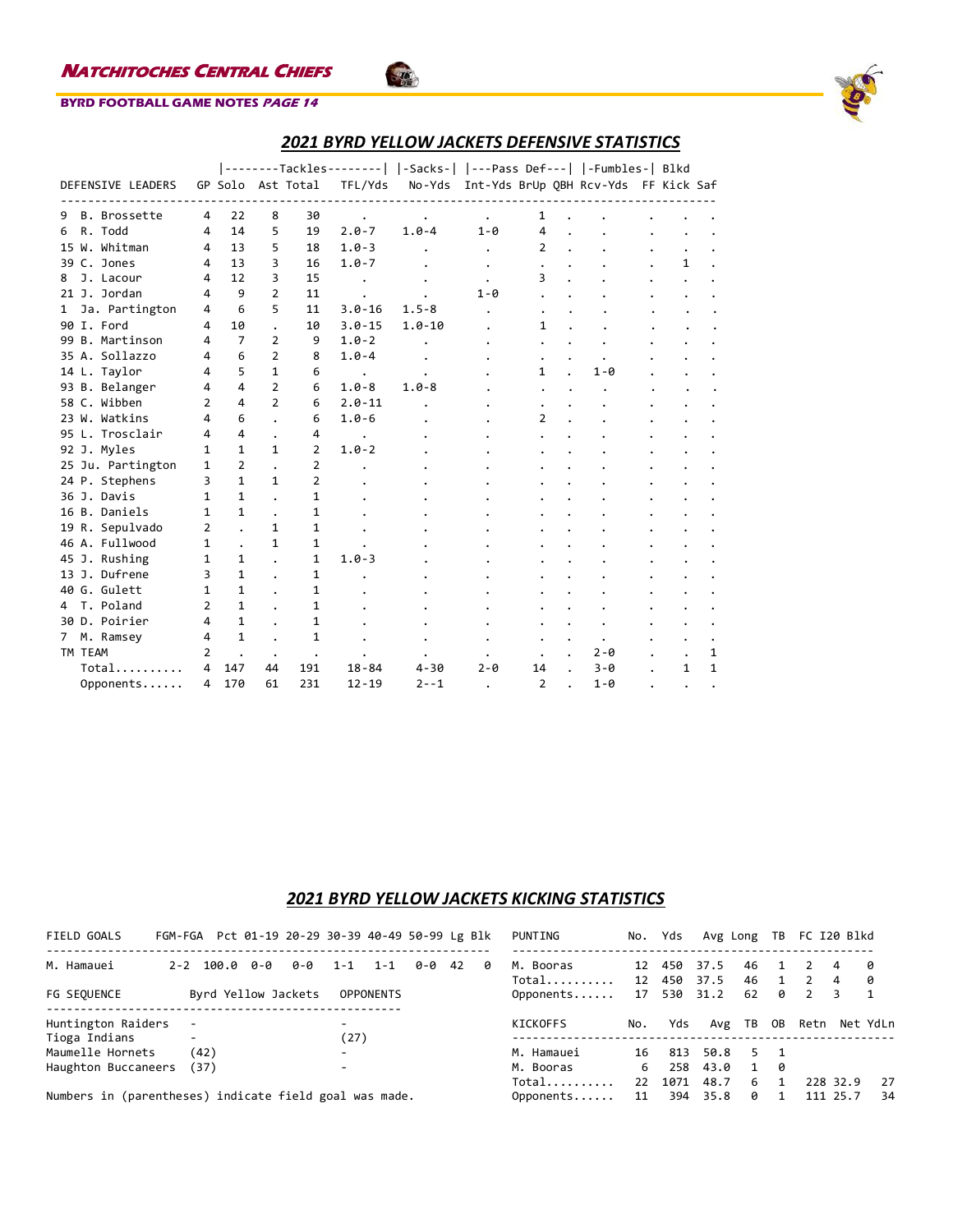## 2021 BYRD YELLOW JACKETS DEFENSIVE STATISTICS

| DEFENSIVE LEADERS | GP | Tackles Solo | Ast | Total | TFL/Yds | Sacks No-Yds | Pass Def Int-Yds | BrUp | QBH | Fumbles Rcv-Yds | FF | Blkd Kick | Saf |
|---|---|---|---|---|---|---|---|---|---|---|---|---|---|
| 9 B. Brossette | 4 | 22 | 8 | 30 | . | . | . | 1 | . | . | . | . | . |
| 6 R. Todd | 4 | 14 | 5 | 19 | 2.0-7 | 1.0-4 | 1-0 | 4 | . | . | . | . | . |
| 15 W. Whitman | 4 | 13 | 5 | 18 | 1.0-3 | . | . | 2 | . | . | . | . | . |
| 39 C. Jones | 4 | 13 | 3 | 16 | 1.0-7 | . | . | . | . | . | . | 1 | . |
| 8 J. Lacour | 4 | 12 | 3 | 15 | . | . | . | 3 | . | . | . | . | . |
| 21 J. Jordan | 4 | 9 | 2 | 11 | . | . | 1-0 | . | . | . | . | . | . |
| 1 Ja. Partington | 4 | 6 | 5 | 11 | 3.0-16 | 1.5-8 | . | . | . | . | . | . | . |
| 90 I. Ford | 4 | 10 | . | 10 | 3.0-15 | 1.0-10 | . | 1 | . | . | . | . | . |
| 99 B. Martinson | 4 | 7 | 2 | 9 | 1.0-2 | . | . | . | . | . | . | . | . |
| 35 A. Sollazzo | 4 | 6 | 2 | 8 | 1.0-4 | . | . | . | . | . | . | . | . |
| 14 L. Taylor | 4 | 5 | 1 | 6 | . | . | . | 1 | . | 1-0 | . | . | . |
| 93 B. Belanger | 4 | 4 | 2 | 6 | 1.0-8 | 1.0-8 | . | . | . | . | . | . | . |
| 58 C. Wibben | 2 | 4 | 2 | 6 | 2.0-11 | . | . | . | . | . | . | . | . |
| 23 W. Watkins | 4 | 6 | . | 6 | 1.0-6 | . | . | 2 | . | . | . | . | . |
| 95 L. Trosclair | 4 | 4 | . | 4 | . | . | . | . | . | . | . | . | . |
| 92 J. Myles | 1 | 1 | 1 | 2 | 1.0-2 | . | . | . | . | . | . | . | . |
| 25 Ju. Partington | 1 | 2 | . | 2 | . | . | . | . | . | . | . | . | . |
| 24 P. Stephens | 3 | 1 | 1 | 2 | . | . | . | . | . | . | . | . | . |
| 36 J. Davis | 1 | 1 | . | 1 | . | . | . | . | . | . | . | . | . |
| 16 B. Daniels | 1 | 1 | . | 1 | . | . | . | . | . | . | . | . | . |
| 19 R. Sepulvado | 2 | . | 1 | 1 | . | . | . | . | . | . | . | . | . |
| 46 A. Fullwood | 1 | . | 1 | 1 | . | . | . | . | . | . | . | . | . |
| 45 J. Rushing | 1 | 1 | . | 1 | 1.0-3 | . | . | . | . | . | . | . | . |
| 13 J. Dufrene | 3 | 1 | . | 1 | . | . | . | . | . | . | . | . | . |
| 40 G. Gulett | 1 | 1 | . | 1 | . | . | . | . | . | . | . | . | . |
| 4 T. Poland | 2 | 1 | . | 1 | . | . | . | . | . | . | . | . | . |
| 30 D. Poirier | 4 | 1 | . | 1 | . | . | . | . | . | . | . | . | . |
| 7 M. Ramsey | 4 | 1 | . | 1 | . | . | . | . | . | . | . | . | . |
| TM TEAM | 2 | . | . | . | . | . | . | . | . | 2-0 | . | . | 1 |
| Total.......... | 4 | 147 | 44 | 191 | 18-84 | 4-30 | 2-0 | 14 | . | 3-0 | . | 1 | 1 |
| Opponents...... | 4 | 170 | 61 | 231 | 12-19 | 2--1 | . | 2 | . | 1-0 | . | . | . |

## 2021 BYRD YELLOW JACKETS KICKING STATISTICS

| FIELD GOALS | FGM-FGA | Pct | 01-19 | 20-29 | 30-39 | 40-49 | 50-99 | Lg | Blk |
|---|---|---|---|---|---|---|---|---|---|
| M. Hamauei | 2-2 | 100.0 | 0-0 | 0-0 | 1-1 | 1-1 | 0-0 | 42 | 0 |

| FG SEQUENCE | Byrd Yellow Jackets | OPPONENTS |
|---|---|---|
| Huntington Raiders | - | - |
| Tioga Indians | - | (27) |
| Maumelle Hornets | (42) | - |
| Haughton Buccaneers | (37) | - |

Numbers in (parentheses) indicate field goal was made.

| PUNTING | No. | Yds | Avg | Long | TB | FC | I20 | Blkd |
|---|---|---|---|---|---|---|---|---|
| M. Booras | 12 | 450 | 37.5 | 46 | 1 | 2 | 4 | 0 |
| Total.......... | 12 | 450 | 37.5 | 46 | 1 | 2 | 4 | 0 |
| Opponents...... | 17 | 530 | 31.2 | 62 | 0 | 2 | 3 | 1 |

| KICKOFFS | No. | Yds | Avg | TB | OB | Retn | Net | YdLn |
|---|---|---|---|---|---|---|---|---|
| M. Hamauei | 16 | 813 | 50.8 | 5 | 1 | | | |
| M. Booras | 6 | 258 | 43.0 | 1 | 0 | | | |
| Total.......... | 22 | 1071 | 48.7 | 6 | 1 | 228 | 32.9 | 27 |
| Opponents...... | 11 | 394 | 35.8 | 0 | 1 | 111 | 25.7 | 34 |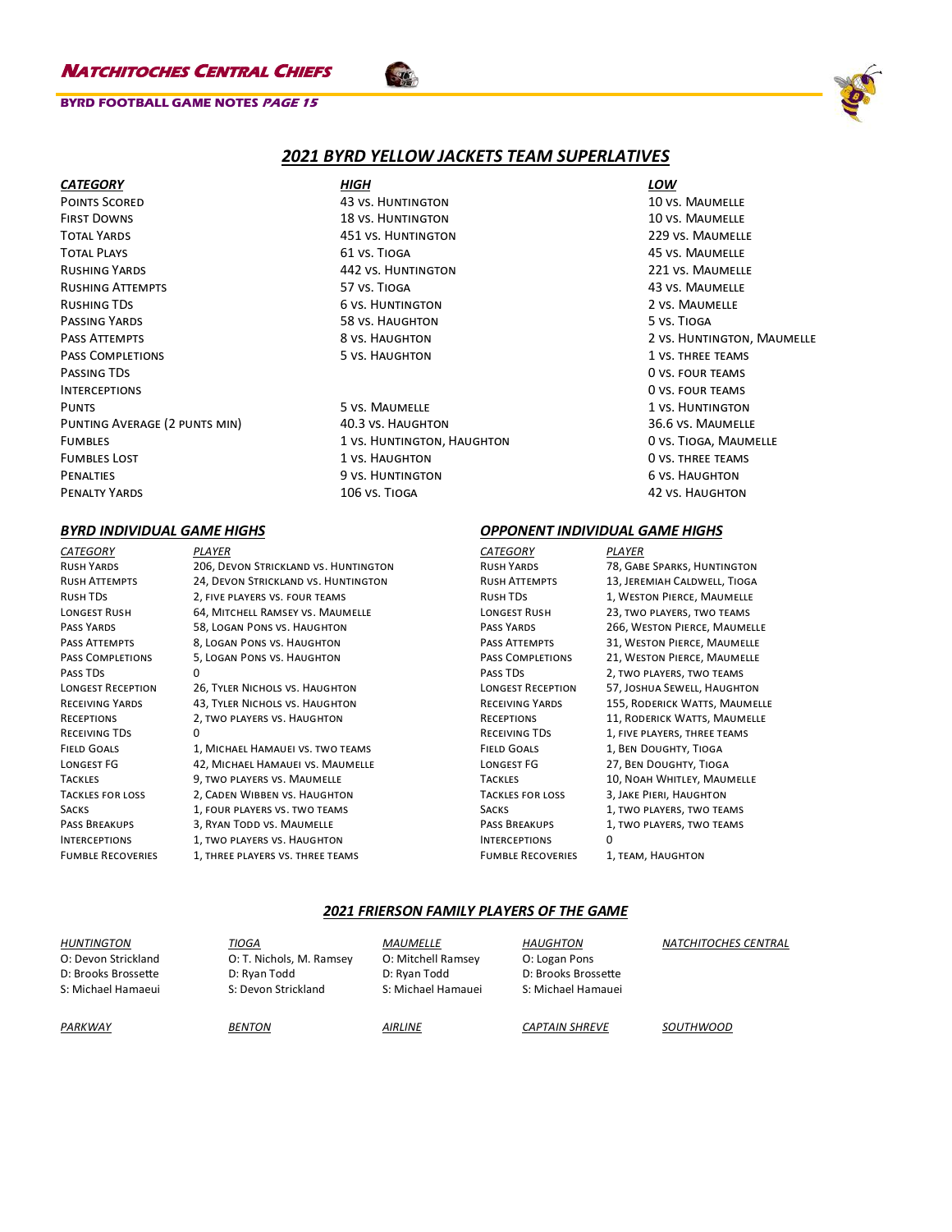## 2021 BYRD YELLOW JACKETS TEAM SUPERLATIVES

| CATEGORY | HIGH | LOW |
|---|---|---|
| Points Scored | 43 vs. Huntington | 10 vs. Maumelle |
| First Downs | 18 vs. Huntington | 10 vs. Maumelle |
| Total Yards | 451 vs. Huntington | 229 vs. Maumelle |
| Total Plays | 61 vs. Tioga | 45 vs. Maumelle |
| Rushing Yards | 442 vs. Huntington | 221 vs. Maumelle |
| Rushing Attempts | 57 vs. Tioga | 43 vs. Maumelle |
| Rushing TDs | 6 vs. Huntington | 2 vs. Maumelle |
| Passing Yards | 58 vs. Haughton | 5 vs. Tioga |
| Pass Attempts | 8 vs. Haughton | 2 vs. Huntington, Maumelle |
| Pass Completions | 5 vs. Haughton | 1 vs. three teams |
| Passing TDs | | 0 vs. four teams |
| Interceptions | | 0 vs. four teams |
| Punts | 5 vs. Maumelle | 1 vs. Huntington |
| Punting Average (2 punts min) | 40.3 vs. Haughton | 36.6 vs. Maumelle |
| Fumbles | 1 vs. Huntington, Haughton | 0 vs. Tioga, Maumelle |
| Fumbles Lost | 1 vs. Haughton | 0 vs. three teams |
| Penalties | 9 vs. Huntington | 6 vs. Haughton |
| Penalty Yards | 106 vs. Tioga | 42 vs. Haughton |

### BYRD INDIVIDUAL GAME HIGHS

| CATEGORY | PLAYER |
|---|---|
| Rush Yards | 206, Devon Strickland vs. Huntington |
| Rush Attempts | 24, Devon Strickland vs. Huntington |
| Rush TDs | 2, five players vs. four teams |
| Longest Rush | 64, Mitchell Ramsey vs. Maumelle |
| Pass Yards | 58, Logan Pons vs. Haughton |
| Pass Attempts | 8, Logan Pons vs. Haughton |
| Pass Completions | 5, Logan Pons vs. Haughton |
| Pass TDs | 0 |
| Longest Reception | 26, Tyler Nichols vs. Haughton |
| Receiving Yards | 43, Tyler Nichols vs. Haughton |
| Receptions | 2, two players vs. Haughton |
| Receiving TDs | 0 |
| Field Goals | 1, Michael Hamauei vs. two teams |
| Longest FG | 42, Michael Hamauei vs. Maumelle |
| Tackles | 9, two players vs. Maumelle |
| Tackles for Loss | 2, Caden Wibben vs. Haughton |
| Sacks | 1, four players vs. two teams |
| Pass Breakups | 3, Ryan Todd vs. Maumelle |
| Interceptions | 1, two players vs. Haughton |
| Fumble Recoveries | 1, three players vs. three teams |

### OPPONENT INDIVIDUAL GAME HIGHS

| CATEGORY | PLAYER |
|---|---|
| Rush Yards | 78, Gabe Sparks, Huntington |
| Rush Attempts | 13, Jeremiah Caldwell, Tioga |
| Rush TDs | 1, Weston Pierce, Maumelle |
| Longest Rush | 23, two players, two teams |
| Pass Yards | 266, Weston Pierce, Maumelle |
| Pass Attempts | 31, Weston Pierce, Maumelle |
| Pass Completions | 21, Weston Pierce, Maumelle |
| Pass TDs | 2, two players, two teams |
| Longest Reception | 57, Joshua Sewell, Haughton |
| Receiving Yards | 155, Roderick Watts, Maumelle |
| Receptions | 11, Roderick Watts, Maumelle |
| Receiving TDs | 1, five players, three teams |
| Field Goals | 1, Ben Doughty, Tioga |
| Longest FG | 27, Ben Doughty, Tioga |
| Tackles | 10, Noah Whitley, Maumelle |
| Tackles for Loss | 3, Jake Pieri, Haughton |
| Sacks | 1, two players, two teams |
| Pass Breakups | 1, two players, two teams |
| Interceptions | 0 |
| Fumble Recoveries | 1, team, Haughton |

### 2021 FRIERSON FAMILY PLAYERS OF THE GAME

| *HUNTINGTON* | *TIOGA* | *MAUMELLE* | *HAUGHTON* | *NATCHITOCHES CENTRAL* |
|---|---|---|---|---|
| O: Devon Strickland | O: T. Nichols, M. Ramsey | O: Mitchell Ramsey | O: Logan Pons | |
| D: Brooks Brossette | D: Ryan Todd | D: Ryan Todd | D: Brooks Brossette | |
| S: Michael Hamaeui | S: Devon Strickland | S: Michael Hamauei | S: Michael Hamauei | |

| *PARKWAY* | *BENTON* | *AIRLINE* | *CAPTAIN SHREVE* | *SOUTHWOOD* |
|---|---|---|---|---|
| | | | | |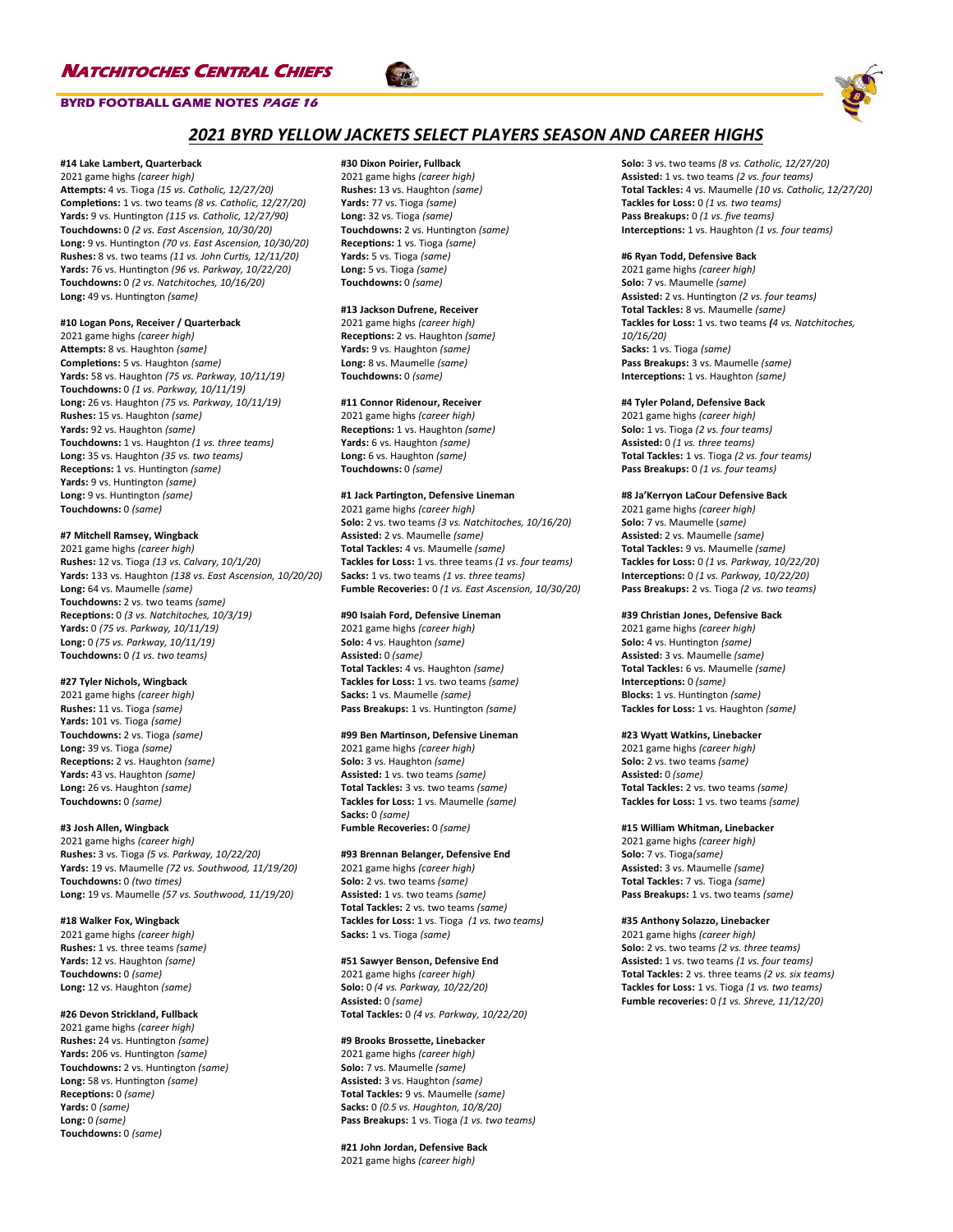## 2021 BYRD YELLOW JACKETS SELECT PLAYERS SEASON AND CAREER HIGHS

**#14 Lake Lambert, Quarterback**
2021 game highs *(career high)*
**Attempts:** 4 vs. Tioga *(15 vs. Catholic, 12/27/20)*
**Completions:** 1 vs. two teams *(8 vs. Catholic, 12/27/20)*
**Yards:** 9 vs. Huntington *(115 vs. Catholic, 12/27/90)*
**Touchdowns:** 0 *(2 vs. East Ascension, 10/30/20)*
**Long:** 9 vs. Huntington *(70 vs. East Ascension, 10/30/20)*
**Rushes:** 8 vs. two teams *(11 vs. John Curtis, 12/11/20)*
**Yards:** 76 vs. Huntington *(96 vs. Parkway, 10/22/20)*
**Touchdowns:** 0 *(2 vs. Natchitoches, 10/16/20)*
**Long:** 49 vs. Huntington *(same)*

**#10 Logan Pons, Receiver / Quarterback**
2021 game highs *(career high)*
**Attempts:** 8 vs. Haughton *(same)*
**Completions:** 5 vs. Haughton *(same)*
**Yards:** 58 vs. Haughton *(75 vs. Parkway, 10/11/19)*
**Touchdowns:** 0 *(1 vs. Parkway, 10/11/19)*
**Long:** 26 vs. Haughton *(75 vs. Parkway, 10/11/19)*
**Rushes:** 15 vs. Haughton *(same)*
**Yards:** 92 vs. Haughton *(same)*
**Touchdowns:** 1 vs. Haughton *(1 vs. three teams)*
**Long:** 35 vs. Haughton *(35 vs. two teams)*
**Receptions:** 1 vs. Huntington *(same)*
**Yards:** 9 vs. Huntington *(same)*
**Long:** 9 vs. Huntington *(same)*
**Touchdowns:** 0 *(same)*

**#7 Mitchell Ramsey, Wingback**
2021 game highs *(career high)*
**Rushes:** 12 vs. Tioga *(13 vs. Calvary, 10/1/20)*
**Yards:** 133 vs. Haughton *(138 vs. East Ascension, 10/20/20)*
**Long:** 64 vs. Maumelle *(same)*
**Touchdowns:** 2 vs. two teams *(same)*
**Receptions:** 0 *(3 vs. Natchitoches, 10/3/19)*
**Yards:** 0 *(75 vs. Parkway, 10/11/19)*
**Long:** 0 *(75 vs. Parkway, 10/11/19)*
**Touchdowns:** 0 *(1 vs. two teams)*

**#27 Tyler Nichols, Wingback**
2021 game highs *(career high)*
**Rushes:** 11 vs. Tioga *(same)*
**Yards:** 101 vs. Tioga *(same)*
**Touchdowns:** 2 vs. Tioga *(same)*
**Long:** 39 vs. Tioga *(same)*
**Receptions:** 2 vs. Haughton *(same)*
**Yards:** 43 vs. Haughton *(same)*
**Long:** 26 vs. Haughton *(same)*
**Touchdowns:** 0 *(same)*

**#3 Josh Allen, Wingback**
2021 game highs *(career high)*
**Rushes:** 3 vs. Tioga *(5 vs. Parkway, 10/22/20)*
**Yards:** 19 vs. Maumelle *(72 vs. Southwood, 11/19/20)*
**Touchdowns:** 0 *(two times)*
**Long:** 19 vs. Maumelle *(57 vs. Southwood, 11/19/20)*

**#18 Walker Fox, Wingback**
2021 game highs *(career high)*
**Rushes:** 1 vs. three teams *(same)*
**Yards:** 12 vs. Haughton *(same)*
**Touchdowns:** 0 *(same)*
**Long:** 12 vs. Haughton *(same)*

**#26 Devon Strickland, Fullback**
2021 game highs *(career high)*
**Rushes:** 24 vs. Huntington *(same)*
**Yards:** 206 vs. Huntington *(same)*
**Touchdowns:** 2 vs. Huntington *(same)*
**Long:** 58 vs. Huntington *(same)*
**Receptions:** 0 *(same)*
**Yards:** 0 *(same)*
**Long:** 0 *(same)*
**Touchdowns:** 0 *(same)*

**#30 Dixon Poirier, Fullback**
2021 game highs *(career high)*
**Rushes:** 13 vs. Haughton *(same)*
**Yards:** 77 vs. Tioga *(same)*
**Long:** 32 vs. Tioga *(same)*
**Touchdowns:** 2 vs. Huntington *(same)*
**Receptions:** 1 vs. Tioga *(same)*
**Yards:** 5 vs. Tioga *(same)*
**Long:** 5 vs. Tioga *(same)*
**Touchdowns:** 0 *(same)*

**#13 Jackson Dufrene, Receiver**
2021 game highs *(career high)*
**Receptions:** 2 vs. Haughton *(same)*
**Yards:** 9 vs. Haughton *(same)*
**Long:** 8 vs. Maumelle *(same)*
**Touchdowns:** 0 *(same)*

**#11 Connor Ridenour, Receiver**
2021 game highs *(career high)*
**Receptions:** 1 vs. Haughton *(same)*
**Yards:** 6 vs. Haughton *(same)*
**Long:** 6 vs. Haughton *(same)*
**Touchdowns:** 0 *(same)*

**#1 Jack Partington, Defensive Lineman**
2021 game highs *(career high)*
**Solo:** 2 vs. two teams *(3 vs. Natchitoches, 10/16/20)*
**Assisted:** 2 vs. Maumelle *(same)*
**Total Tackles:** 4 vs. Maumelle *(same)*
**Tackles for Loss:** 1 vs. three teams *(1 vs. four teams)*
**Sacks:** 1 vs. two teams *(1 vs. three teams)*
**Fumble Recoveries:** 0 *(1 vs. East Ascension, 10/30/20)*

**#90 Isaiah Ford, Defensive Lineman**
2021 game highs *(career high)*
**Solo:** 4 vs. Haughton *(same)*
**Assisted:** 0 *(same)*
**Total Tackles:** 4 vs. Haughton *(same)*
**Tackles for Loss:** 1 vs. two teams *(same)*
**Sacks:** 1 vs. Maumelle *(same)*
**Pass Breakups:** 1 vs. Huntington *(same)*

**#99 Ben Martinson, Defensive Lineman**
2021 game highs *(career high)*
**Solo:** 3 vs. Haughton *(same)*
**Assisted:** 1 vs. two teams *(same)*
**Total Tackles:** 3 vs. two teams *(same)*
**Tackles for Loss:** 1 vs. Maumelle *(same)*
**Sacks:** 0 *(same)*
**Fumble Recoveries:** 0 *(same)*

**#93 Brennan Belanger, Defensive End**
2021 game highs *(career high)*
**Solo:** 2 vs. two teams *(same)*
**Assisted:** 1 vs. two teams *(same)*
**Total Tackles:** 2 vs. two teams *(same)*
**Tackles for Loss:** 1 vs. Tioga *(1 vs. two teams)*
**Sacks:** 1 vs. Tioga *(same)*

**#51 Sawyer Benson, Defensive End**
2021 game highs *(career high)*
**Solo:** 0 *(4 vs. Parkway, 10/22/20)*
**Assisted:** 0 *(same)*
**Total Tackles:** 0 *(4 vs. Parkway, 10/22/20)*

**#9 Brooks Brossette, Linebacker**
2021 game highs *(career high)*
**Solo:** 7 vs. Maumelle *(same)*
**Assisted:** 3 vs. Haughton *(same)*
**Total Tackles:** 9 vs. Maumelle *(same)*
**Sacks:** 0 *(0.5 vs. Haughton, 10/8/20)*
**Pass Breakups:** 1 vs. Tioga *(1 vs. two teams)*

**#21 John Jordan, Defensive Back**
2021 game highs *(career high)*
**Solo:** 3 vs. two teams *(8 vs. Catholic, 12/27/20)*
**Assisted:** 1 vs. two teams *(2 vs. four teams)*
**Total Tackles:** 4 vs. Maumelle *(10 vs. Catholic, 12/27/20)*
**Tackles for Loss:** 0 *(1 vs. two teams)*
**Pass Breakups:** 0 *(1 vs. five teams)*
**Interceptions:** 1 vs. Haughton *(1 vs. four teams)*

**#6 Ryan Todd, Defensive Back**
2021 game highs *(career high)*
**Solo:** 7 vs. Maumelle *(same)*
**Assisted:** 2 vs. Huntington *(2 vs. four teams)*
**Total Tackles:** 8 vs. Maumelle *(same)*
**Tackles for Loss:** 1 vs. two teams *(4 vs. Natchitoches, 10/16/20)*
**Sacks:** 1 vs. Tioga *(same)*
**Pass Breakups:** 3 vs. Maumelle *(same)*
**Interceptions:** 1 vs. Haughton *(same)*

**#4 Tyler Poland, Defensive Back**
2021 game highs *(career high)*
**Solo:** 1 vs. Tioga *(2 vs. four teams)*
**Assisted:** 0 *(1 vs. three teams)*
**Total Tackles:** 1 vs. Tioga *(2 vs. four teams)*
**Pass Breakups:** 0 *(1 vs. four teams)*

**#8 Ja'Kerryon LaCour Defensive Back**
2021 game highs *(career high)*
**Solo:** 7 vs. Maumelle *(same)*
**Assisted:** 2 vs. Maumelle *(same)*
**Total Tackles:** 9 vs. Maumelle *(same)*
**Tackles for Loss:** 0 *(1 vs. Parkway, 10/22/20)*
**Interceptions:** 0 *(1 vs. Parkway, 10/22/20)*
**Pass Breakups:** 2 vs. Tioga *(2 vs. two teams)*

**#39 Christian Jones, Defensive Back**
2021 game highs *(career high)*
**Solo:** 4 vs. Huntington *(same)*
**Assisted:** 3 vs. Maumelle *(same)*
**Total Tackles:** 6 vs. Maumelle *(same)*
**Interceptions:** 0 *(same)*
**Blocks:** 1 vs. Huntington *(same)*
**Tackles for Loss:** 1 vs. Haughton *(same)*

**#23 Wyatt Watkins, Linebacker**
2021 game highs *(career high)*
**Solo:** 2 vs. two teams *(same)*
**Assisted:** 0 *(same)*
**Total Tackles:** 2 vs. two teams *(same)*
**Tackles for Loss:** 1 vs. two teams *(same)*

**#15 William Whitman, Linebacker**
2021 game highs *(career high)*
**Solo:** 7 vs. Tioga*(same)*
**Assisted:** 3 vs. Maumelle *(same)*
**Total Tackles:** 7 vs. Tioga *(same)*
**Pass Breakups:** 1 vs. two teams *(same)*

**#35 Anthony Solazzo, Linebacker**
2021 game highs *(career high)*
**Solo:** 2 vs. two teams *(2 vs. three teams)*
**Assisted:** 1 vs. two teams *(1 vs. four teams)*
**Total Tackles:** 2 vs. three teams *(2 vs. six teams)*
**Tackles for Loss:** 1 vs. Tioga *(1 vs. two teams)*
**Fumble recoveries:** 0 *(1 vs. Shreve, 11/12/20)*